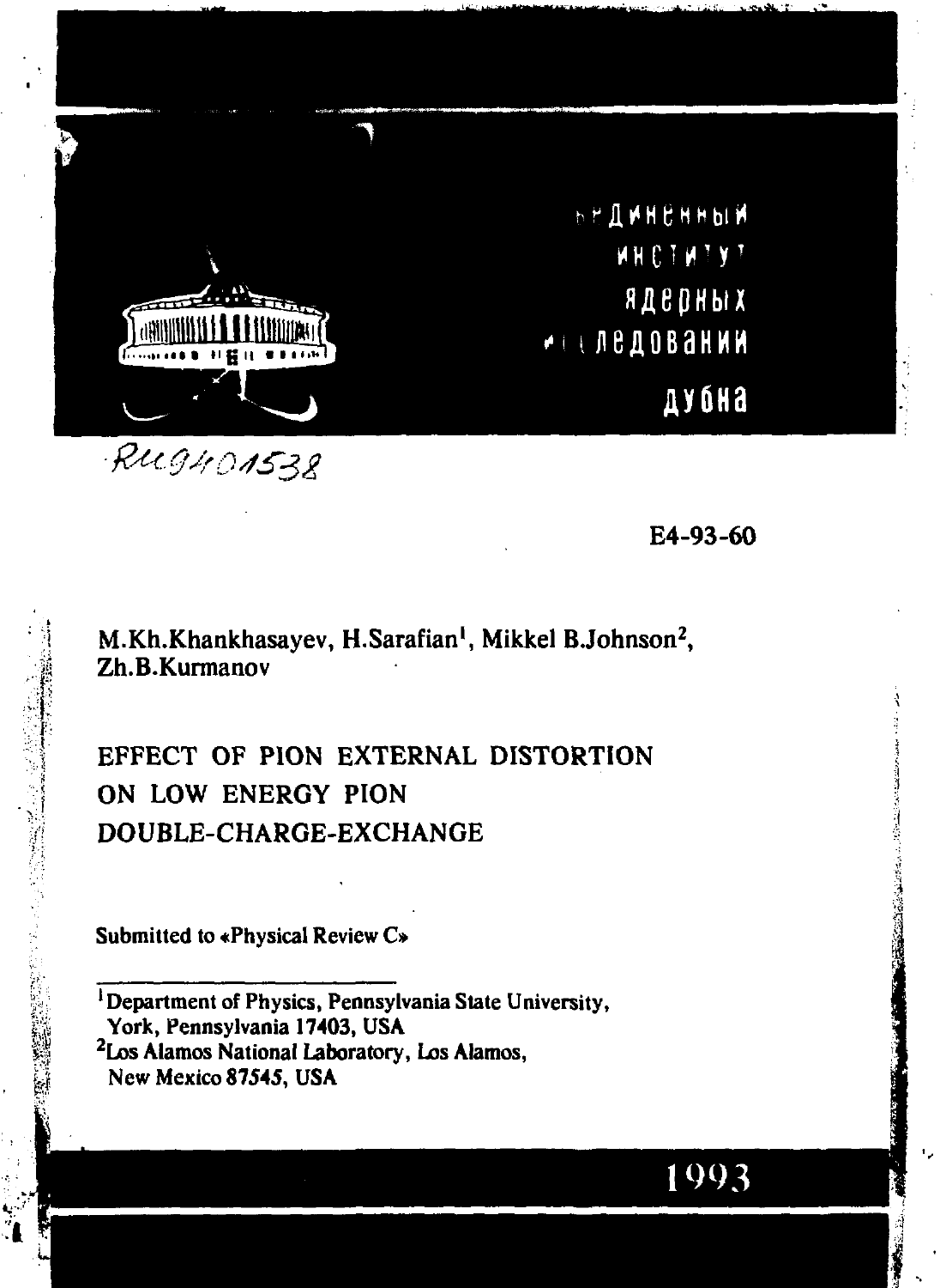Объединенный институт ядерных исследований дубна

RU9401538

E4-93-60

M.Kh.Khankhasayev, H.Sarafian[1], Mikkel B.Johnson[2], Zh.B.Kurmanov

# EFFECT OF PION EXTERNAL DISTORTION ON LOW ENERGY PION DOUBLE-CHARGE-EXCHANGE

Submitted to «Physical Review C»

[1] Department of Physics, Pennsylvania State University, York, Pennsylvania 17403, USA

[2] Los Alamos National Laboratory, Los Alamos, New Mexico 87545, USA

1993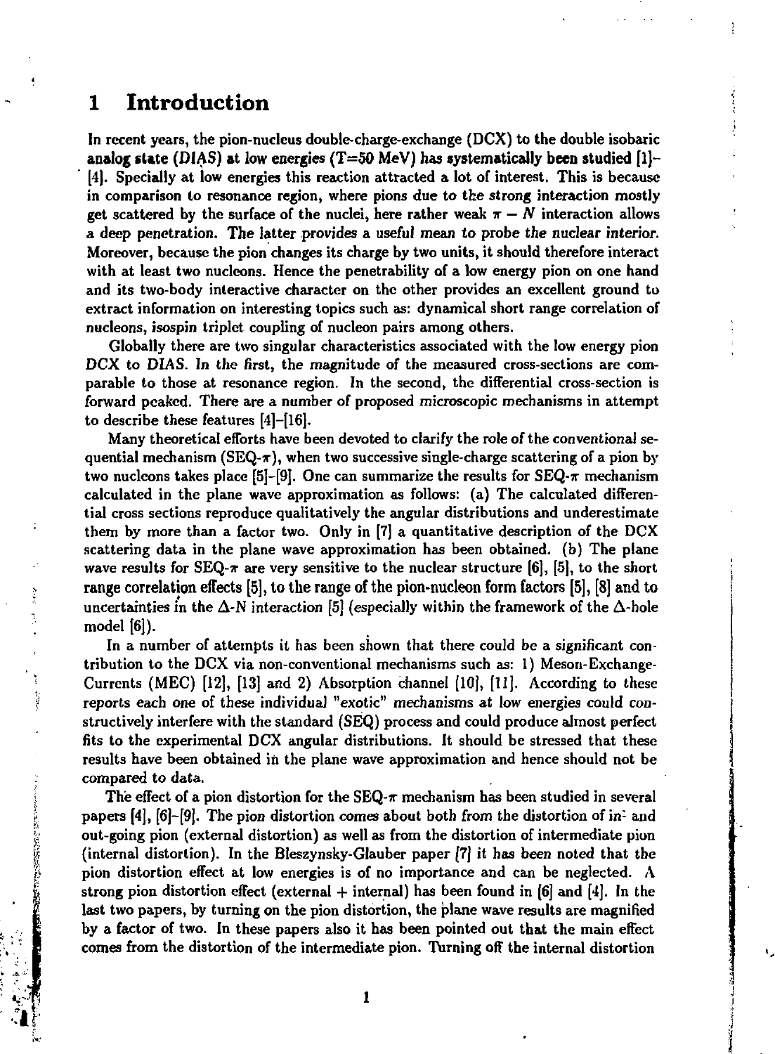# 1 Introduction

In recent years, the pion-nucleus double-charge-exchange (DCX) to the double isobaric analog state (DIAS) at low energies (T=50 MeV) has systematically been studied [1]–[4]. Specially at low energies this reaction attracted a lot of interest. This is because in comparison to resonance region, where pions due to the strong interaction mostly get scattered by the surface of the nuclei, here rather weak $\pi - N$ interaction allows a deep penetration. The latter provides a useful mean to probe the nuclear interior. Moreover, because the pion changes its charge by two units, it should therefore interact with at least two nucleons. Hence the penetrability of a low energy pion on one hand and its two-body interactive character on the other provides an excellent ground to extract information on interesting topics such as: dynamical short range correlation of nucleons, isospin triplet coupling of nucleon pairs among others.

Globally there are two singular characteristics associated with the low energy pion DCX to DIAS. In the first, the magnitude of the measured cross-sections are comparable to those at resonance region. In the second, the differential cross-section is forward peaked. There are a number of proposed microscopic mechanisms in attempt to describe these features [4]–[16].

Many theoretical efforts have been devoted to clarify the role of the conventional sequential mechanism (SEQ-$\pi$), when two successive single-charge scattering of a pion by two nucleons takes place [5]–[9]. One can summarize the results for SEQ-$\pi$ mechanism calculated in the plane wave approximation as follows: (a) The calculated differential cross sections reproduce qualitatively the angular distributions and underestimate them by more than a factor two. Only in [7] a quantitative description of the DCX scattering data in the plane wave approximation has been obtained. (b) The plane wave results for SEQ-$\pi$ are very sensitive to the nuclear structure [6], [5], to the short range correlation effects [5], to the range of the pion-nucleon form factors [5], [8] and to uncertainties in the $\Delta$-N interaction [5] (especially within the framework of the $\Delta$-hole model [6]).

In a number of attempts it has been shown that there could be a significant contribution to the DCX via non-conventional mechanisms such as: 1) Meson-Exchange-Currents (MEC) [12], [13] and 2) Absorption channel [10], [11]. According to these reports each one of these individual "exotic" mechanisms at low energies could constructively interfere with the standard (SEQ) process and could produce almost perfect fits to the experimental DCX angular distributions. It should be stressed that these results have been obtained in the plane wave approximation and hence should not be compared to data.

The effect of a pion distortion for the SEQ-$\pi$ mechanism has been studied in several papers [4], [6]–[9]. The pion distortion comes about both from the distortion of in- and out-going pion (external distortion) as well as from the distortion of intermediate pion (internal distortion). In the Bleszynsky-Glauber paper [7] it has been noted that the pion distortion effect at low energies is of no importance and can be neglected. A strong pion distortion effect (external + internal) has been found in [6] and [4]. In the last two papers, by turning on the pion distortion, the plane wave results are magnified by a factor of two. In these papers also it has been pointed out that the main effect comes from the distortion of the intermediate pion. Turning off the internal distortion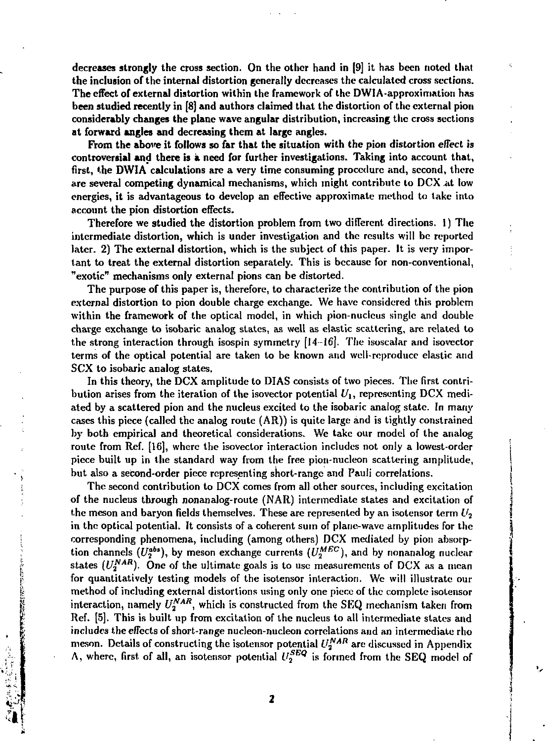decreases strongly the cross section. On the other hand in [9] it has been noted that the inclusion of the internal distortion generally decreases the calculated cross sections. The effect of external distortion within the framework of the DWIA-approximation has been studied recently in [8] and authors claimed that the distortion of the external pion considerably changes the plane wave angular distribution, increasing the cross sections at forward angles and decreasing them at large angles.

From the above it follows so far that the situation with the pion distortion effect is controversial and there is a need for further investigations. Taking into account that, first, the DWIA calculations are a very time consuming procedure and, second, there are several competing dynamical mechanisms, which might contribute to DCX at low energies, it is advantageous to develop an effective approximate method to take into account the pion distortion effects.

Therefore we studied the distortion problem from two different directions. 1) The intermediate distortion, which is under investigation and the results will be reported later. 2) The external distortion, which is the subject of this paper. It is very important to treat the external distortion separately. This is because for non-conventional, "exotic" mechanisms only external pions can be distorted.

The purpose of this paper is, therefore, to characterize the contribution of the pion external distortion to pion double charge exchange. We have considered this problem within the framework of the optical model, in which pion-nucleus single and double charge exchange to isobaric analog states, as well as elastic scattering, are related to the strong interaction through isospin symmetry [14–16]. The isoscalar and isovector terms of the optical potential are taken to be known and well-reproduce elastic and SCX to isobaric analog states.

In this theory, the DCX amplitude to DIAS consists of two pieces. The first contribution arises from the iteration of the isovector potential $U_1$, representing DCX mediated by a scattered pion and the nucleus excited to the isobaric analog state. In many cases this piece (called the analog route (AR)) is quite large and is tightly constrained by both empirical and theoretical considerations. We take our model of the analog route from Ref. [16], where the isovector interaction includes not only a lowest-order piece built up in the standard way from the free pion-nucleon scattering amplitude, but also a second-order piece representing short-range and Pauli correlations.

The second contribution to DCX comes from all other sources, including excitation of the nucleus through nonanalog-route (NAR) intermediate states and excitation of the meson and baryon fields themselves. These are represented by an isotensor term $U_2$ in the optical potential. It consists of a coherent sum of plane-wave amplitudes for the corresponding phenomena, including (among others) DCX mediated by pion absorption channels ($U_2^{abs}$), by meson exchange currents ($U_2^{MEC}$), and by nonanalog nuclear states ($U_2^{NAR}$). One of the ultimate goals is to use measurements of DCX as a mean for quantitatively testing models of the isotensor interaction. We will illustrate our method of including external distortions using only one piece of the complete isotensor interaction, namely $U_2^{NAR}$, which is constructed from the SEQ mechanism taken from Ref. [5]. This is built up from excitation of the nucleus to all intermediate states and includes the effects of short-range nucleon-nucleon correlations and an intermediate rho meson. Details of constructing the isotensor potential $U_2^{NAR}$ are discussed in Appendix A, where, first of all, an isotensor potential $U_2^{SEQ}$ is formed from the SEQ model of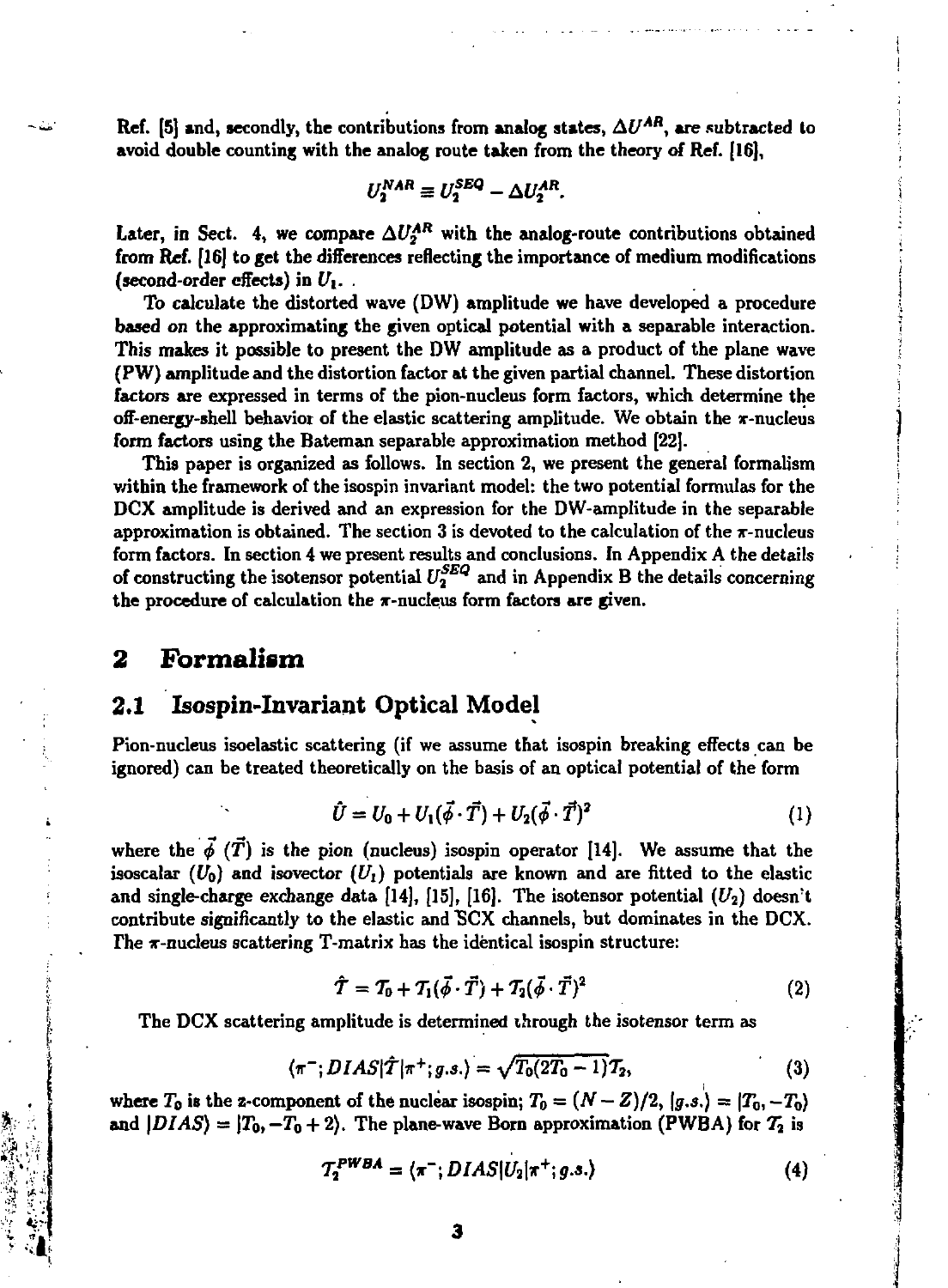Ref. [5] and, secondly, the contributions from analog states, $\Delta U^{AR}$, are subtracted to avoid double counting with the analog route taken from the theory of Ref. [16],

$$U_2^{NAR} \equiv U_2^{SEQ} - \Delta U_2^{AR}.$$

Later, in Sect. 4, we compare $\Delta U_2^{AR}$ with the analog-route contributions obtained from Ref. [16] to get the differences reflecting the importance of medium modifications (second-order effects) in $U_1$.

To calculate the distorted wave (DW) amplitude we have developed a procedure based on the approximating the given optical potential with a separable interaction. This makes it possible to present the DW amplitude as a product of the plane wave (PW) amplitude and the distortion factor at the given partial channel. These distortion factors are expressed in terms of the pion-nucleus form factors, which determine the off-energy-shell behavior of the elastic scattering amplitude. We obtain the $\pi$-nucleus form factors using the Bateman separable approximation method [22].

This paper is organized as follows. In section 2, we present the general formalism within the framework of the isospin invariant model: the two potential formulas for the DCX amplitude is derived and an expression for the DW-amplitude in the separable approximation is obtained. The section 3 is devoted to the calculation of the $\pi$-nucleus form factors. In section 4 we present results and conclusions. In Appendix A the details of constructing the isotensor potential $U_2^{SEQ}$ and in Appendix B the details concerning the procedure of calculation the $\pi$-nucleus form factors are given.

# 2 Formalism

## 2.1 Isospin-Invariant Optical Model

Pion-nucleus isoelastic scattering (if we assume that isospin breaking effects can be ignored) can be treated theoretically on the basis of an optical potential of the form

$$\hat{U} = U_0 + U_1(\vec{\phi}\cdot\vec{T}) + U_2(\vec{\phi}\cdot\vec{T})^2 \tag{1}$$

where the $\vec{\phi}$ ($\vec{T}$) is the pion (nucleus) isospin operator [14]. We assume that the isoscalar ($U_0$) and isovector ($U_1$) potentials are known and are fitted to the elastic and single-charge exchange data [14], [15], [16]. The isotensor potential ($U_2$) doesn't contribute significantly to the elastic and SCX channels, but dominates in the DCX. The $\pi$-nucleus scattering T-matrix has the identical isospin structure:

$$\hat{T} = \mathcal{T}_0 + \mathcal{T}_1(\vec{\phi}\cdot\vec{T}) + \mathcal{T}_2(\vec{\phi}\cdot\vec{T})^2 \tag{2}$$

The DCX scattering amplitude is determined through the isotensor term as

$$\langle\pi^-; DIAS|\hat{T}|\pi^+; g.s.\rangle = \sqrt{T_0(2T_0-1)}\mathcal{T}_2, \tag{3}$$

where $T_0$ is the z-component of the nuclear isospin; $T_0 = (N-Z)/2$, $|g.s.\rangle = |T_0, -T_0\rangle$ and $|DIAS\rangle = |T_0, -T_0+2\rangle$. The plane-wave Born approximation (PWBA) for $\mathcal{T}_2$ is

$$\mathcal{T}_2^{PWBA} = \langle\pi^-; DIAS|U_2|\pi^+; g.s.\rangle \tag{4}$$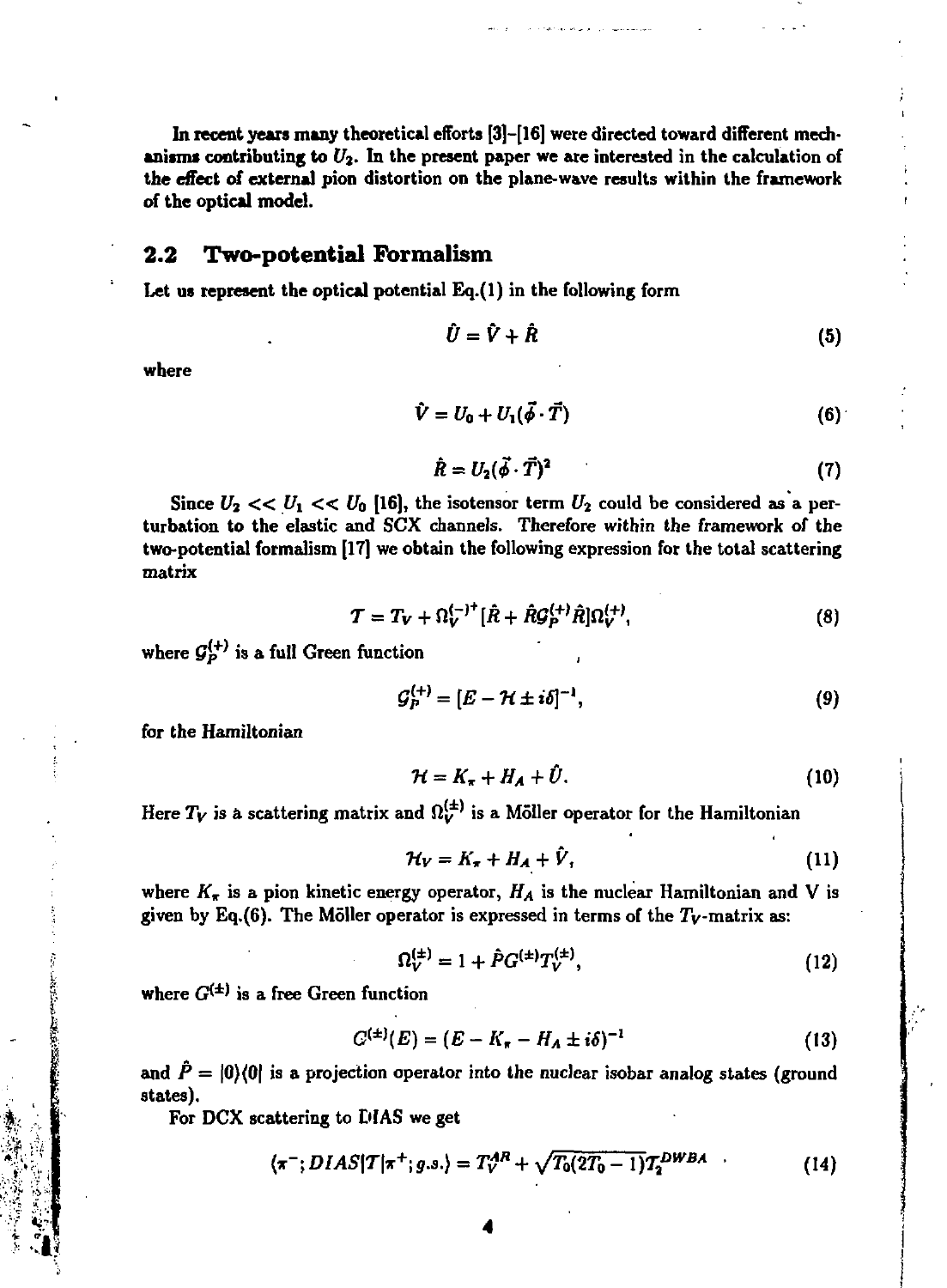In recent years many theoretical efforts [3]–[16] were directed toward different mechanisms contributing to $U_2$. In the present paper we are interested in the calculation of the effect of external pion distortion on the plane-wave results within the framework of the optical model.

## 2.2 Two-potential Formalism

Let us represent the optical potential Eq.(1) in the following form

$$\hat{U} = \hat{V} + \hat{R} \tag{5}$$

where

$$\hat{V} = U_0 + U_1(\vec{\phi} \cdot \vec{T}) \tag{6}$$

$$\hat{R} = U_2(\vec{\phi} \cdot \vec{T})^2 \tag{7}$$

Since $U_2 << U_1 << U_0$ [16], the isotensor term $U_2$ could be considered as a perturbation to the elastic and SCX channels. Therefore *within* the framework of the two-potential formalism [17] we obtain the following expression for the total scattering matrix

$$\mathcal{T} = T_V + \Omega_V^{(-)^+}[\hat{R} + \hat{R}\mathcal{G}_P^{(+)}\hat{R}]\Omega_V^{(+)}, \tag{8}$$

where $\mathcal{G}_P^{(+)}$ is a full Green function

$$\mathcal{G}_P^{(+)} = [E - \mathcal{H} \pm i\delta]^{-1}, \tag{9}$$

for the Hamiltonian

$$\mathcal{H} = K_\pi + H_A + \hat{U}. \tag{10}$$

Here $T_V$ is a scattering matrix and $\Omega_V^{(\pm)}$ is a Möller operator for the Hamiltonian

$$\mathcal{H}_V = K_\pi + H_A + \hat{V}, \tag{11}$$

where $K_\pi$ is a pion kinetic energy operator, $H_A$ is the nuclear Hamiltonian and V is given by Eq.(6). The Möller operator is expressed in terms of the $T_V$-matrix as:

$$\Omega_V^{(\pm)} = 1 + \hat{P}G^{(\pm)}T_V^{(\pm)}, \tag{12}$$

where $G^{(\pm)}$ is a free Green function

$$G^{(\pm)}(E) = (E - K_\pi - H_A \pm i\delta)^{-1} \tag{13}$$

and $\hat{P} = |0\rangle\langle 0|$ is a projection operator into the nuclear isobar analog states (ground states).

For DCX scattering to DIAS we get

$$\langle \pi^-; DIAS|\mathcal{T}|\pi^+; g.s.\rangle = T_V^{AR} + \sqrt{T_0(2T_0 - 1)}T_2^{DWBA} \tag{14}$$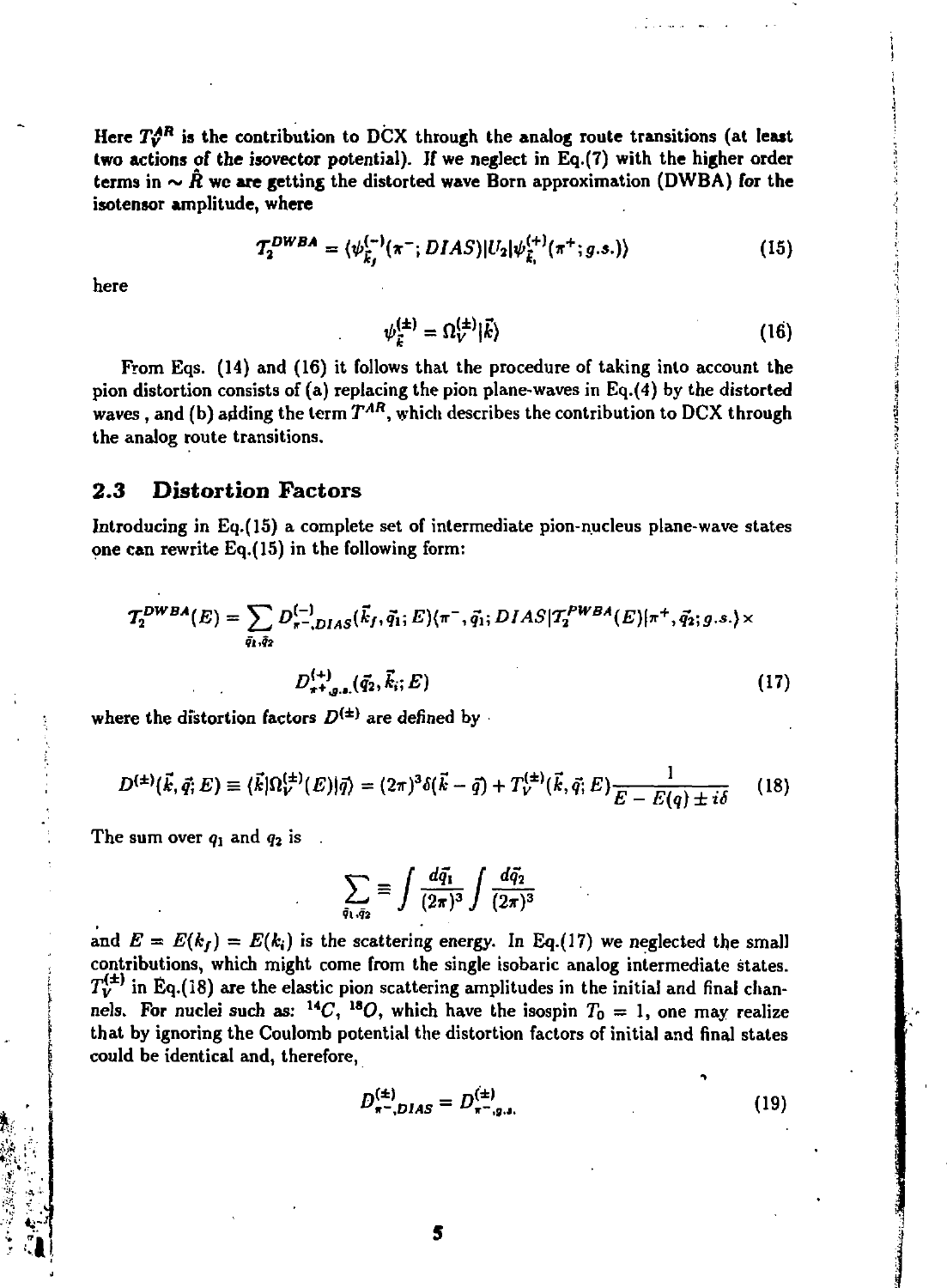Here $T_V^{AR}$ is the contribution to DCX through the analog route transitions (at least two actions of the isovector potential). If we neglect in Eq.(7) with the higher order terms in $\sim \hat{R}$ we are getting the distorted wave Born approximation (DWBA) for the isotensor amplitude, where

$$T_2^{DWBA} = \langle \psi_{\vec{k}_f}^{(-)}(\pi^-; DIAS)|U_2|\psi_{\vec{k}_i}^{(+)}(\pi^+; g.s.)\rangle \tag{15}$$

here

$$\psi_{\vec{k}}^{(\pm)} = \Omega_V^{(\pm)}|\vec{k}\rangle \tag{16}$$

From Eqs. (14) and (16) it follows that the procedure of taking into account the pion distortion consists of (a) replacing the pion plane-waves in Eq.(4) by the distorted waves , and (b) adding the term $T^{AR}$, which describes the contribution to DCX through the analog route transitions.

## 2.3 Distortion Factors

Introducing in Eq.(15) a complete set of intermediate pion-nucleus plane-wave states one can rewrite Eq.(15) in the following form:

$$T_2^{DWBA}(E) = \sum_{\vec{q}_1,\vec{q}_2} D^{(-)}_{\pi^-,DIAS}(\vec{k}_f, \vec{q}_1; E)\langle \pi^-, \vec{q}_1; DIAS|T_2^{PWBA}(E)|\pi^+, \vec{q}_2; g.s.\rangle \times$$

$$D^{(+)}_{\pi^+,g.s.}(\vec{q}_2, \vec{k}_i; E) \tag{17}$$

where the distortion factors $D^{(\pm)}$ are defined by

$$D^{(\pm)}(\vec{k}, \vec{q}; E) \equiv \langle \vec{k}|\Omega_V^{(\pm)}(E)|\vec{q}\rangle = (2\pi)^3\delta(\vec{k} - \vec{q}) + T_V^{(\pm)}(\vec{k}, \vec{q}; E)\frac{1}{E - E(q) \pm i\delta} \tag{18}$$

The sum over $q_1$ and $q_2$ is

$$\sum_{\vec{q}_1,\vec{q}_2} \equiv \int \frac{d\vec{q}_1}{(2\pi)^3} \int \frac{d\vec{q}_2}{(2\pi)^3}$$

and $E = E(k_f) = E(k_i)$ is the scattering energy. In Eq.(17) we neglected the small contributions, which might come from the single isobaric analog intermediate states. $T_V^{(\pm)}$ in Eq.(18) are the elastic pion scattering amplitudes in the initial and final channels. For nuclei such as: $^{14}C$, $^{18}O$, which have the isospin $T_0 = 1$, one may realize that by ignoring the Coulomb potential the distortion factors of initial and final states could be identical and, therefore,

$$D^{(\pm)}_{\pi^-,DIAS} = D^{(\pm)}_{\pi^-,g.s.} \tag{19}$$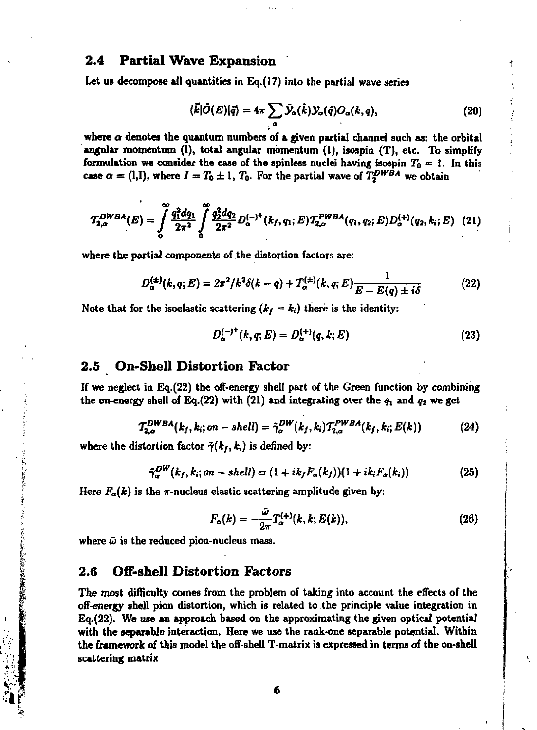## 2.4 Partial Wave Expansion

Let us decompose all quantities in Eq.(17) into the partial wave series

$$\langle\vec{k}|\hat{O}(E)|\vec{q}\rangle = 4\pi \sum_{\alpha} \bar{\mathcal{Y}}_\alpha(\hat{k})\mathcal{Y}_\alpha(\hat{q})O_\alpha(k,q), \tag{20}$$

where $\alpha$ denotes the quantum numbers of a given partial channel such as: the orbital angular momentum (l), total angular momentum (I), isospin (T), etc. To simplify formulation we consider the case of the spinless nuclei having isospin $T_0 = 1$. In this case $\alpha = (l, I)$, where $I = T_0 \pm 1$, $T_0$. For the partial wave of $T_2^{DWBA}$ we obtain

$$\mathcal{T}_{2,\alpha}^{DWBA}(E) = \int_0^\infty \frac{q_1^2 dq_1}{2\pi^2} \int_0^\infty \frac{q_2^2 dq_2}{2\pi^2} D_\alpha^{(-)+}(k_f, q_1; E)\mathcal{T}_{2,\alpha}^{PWBA}(q_1, q_2; E)D_\alpha^{(+)}(q_2, k_i; E) \tag{21}$$

where the partial components of the distortion factors are:

$$D_\alpha^{(\pm)}(k,q;E) = 2\pi^2/k^2\delta(k-q) + T_\alpha^{(\pm)}(k,q;E)\frac{1}{E - E(q) \pm i\delta} \tag{22}$$

Note that for the isoelastic scattering ($k_f = k_i$) there is the identity:

$$D_\alpha^{(-)+}(k,q;E) = D_\alpha^{(+)}(q,k;E) \tag{23}$$

## 2.5 On-Shell Distortion Factor

If we neglect in Eq.(22) the off-energy shell part of the Green function by combining the on-energy shell of Eq.(22) with (21) and integrating over the $q_1$ and $q_2$ we get

$$\mathcal{T}_{2,\alpha}^{DWBA}(k_f, k_i; on-shell) = \tilde{\gamma}_\alpha^{DW}(k_f, k_i)\mathcal{T}_{2,\alpha}^{PWBA}(k_f, k_i; E(k)) \tag{24}$$

where the distortion factor $\tilde{\gamma}(k_f, k_i)$ is defined by:

$$\tilde{\gamma}_\alpha^{DW}(k_f, k_i; on-shell) = (1 + ik_f F_\alpha(k_f))(1 + ik_i F_\alpha(k_i)) \tag{25}$$

Here $F_\alpha(k)$ is the $\pi$-nucleus elastic scattering amplitude given by:

$$F_\alpha(k) = -\frac{\bar{\omega}}{2\pi}T_\alpha^{(+)}(k,k;E(k)), \tag{26}$$

where $\bar{\omega}$ is the reduced pion-nucleus mass.

## 2.6 Off-shell Distortion Factors

The most difficulty comes from the problem of taking into account the effects of the off-energy shell pion distortion, which is related to the principle value integration in Eq.(22). We use an approach based on the approximating the given optical potential with the separable interaction. Here we use the rank-one separable potential. Within the framework of this model the off-shell T-matrix is expressed in terms of the on-shell scattering matrix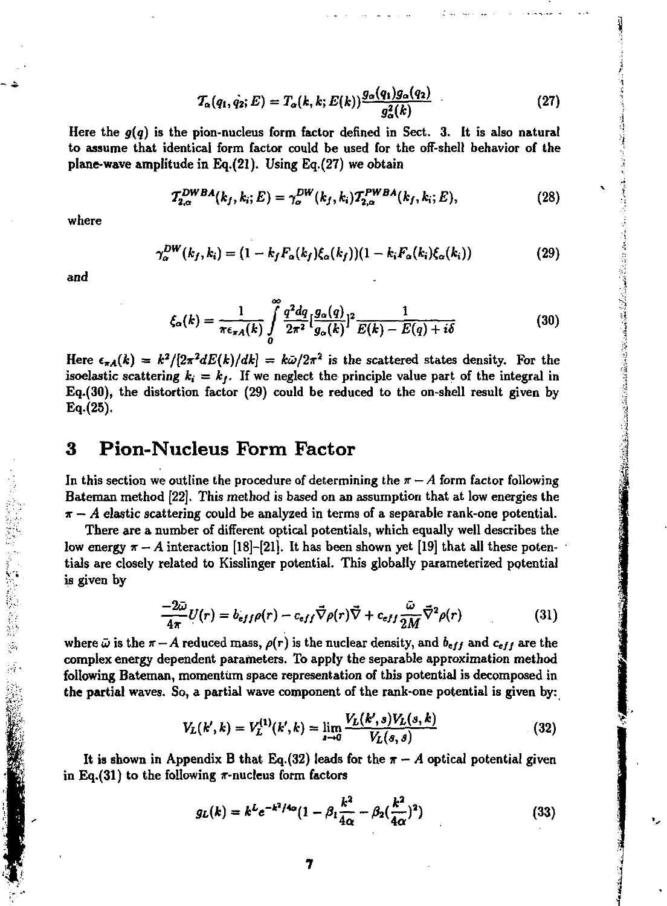$$\mathcal{T}_\alpha(q_1, q_2; E) = \mathcal{T}_\alpha(k, k; E(k)) \frac{g_\alpha(q_1) g_\alpha(q_2)}{g_\alpha^2(k)} \tag{27}$$

Here the $g(q)$ is the pion-nucleus form factor defined in Sect. 3. It is also natural to assume that identical form factor could be used for the off-shell behavior of the plane-wave amplitude in Eq.(21). Using Eq.(27) we obtain

$$\mathcal{T}_{2,\alpha}^{DWBA}(k_f, k_i; E) = \gamma_\alpha^{DW}(k_f, k_i) \mathcal{T}_{2,\alpha}^{PWBA}(k_f, k_i; E), \tag{28}$$

where

$$\gamma_\alpha^{DW}(k_f, k_i) = (1 - k_f F_\alpha(k_f) \xi_\alpha(k_f))(1 - k_i F_\alpha(k_i) \xi_\alpha(k_i)) \tag{29}$$

and

$$\xi_\alpha(k) = \frac{1}{\pi \epsilon_{\pi A}(k)} \int_0^\infty \frac{q^2 dq}{2\pi^2} \left[\frac{g_\alpha(q)}{g_\alpha(k)}\right]^2 \frac{1}{E(k) - E(q) + i\delta} \tag{30}$$

Here $\epsilon_{\pi A}(k) = k^2/[2\pi^2 dE(k)/dk] = k\bar{\omega}/2\pi^2$ is the scattered states density. For the isoelastic scattering $k_i = k_f$. If we neglect the principle value part of the integral in Eq.(30), the distortion factor (29) could be reduced to the on-shell result given by Eq.(25).

# 3 Pion-Nucleus Form Factor

In this section we outline the procedure of determining the $\pi - A$ form factor following Bateman method [22]. This method is based on an assumption that at low energies the $\pi - A$ elastic scattering could be analyzed in terms of a separable rank-one potential.

There are a number of different optical potentials, which equally well describes the low energy $\pi - A$ interaction [18]-[21]. It has been shown yet [19] that all these potentials are closely related to Kisslinger potential. This globally parameterized potential is given by

$$\frac{-2\bar{\omega}}{4\pi} U(r) = b_{eff} \rho(r) - c_{eff} \vec{\nabla} \rho(r) \vec{\nabla} + c_{eff} \frac{\bar{\omega}}{2M} \vec{\nabla}^2 \rho(r) \tag{31}$$

where $\bar{\omega}$ is the $\pi - A$ reduced mass, $\rho(r)$ is the nuclear density, and $b_{eff}$ and $c_{eff}$ are the complex energy dependent parameters. To apply the separable approximation method following Bateman, momentum space representation of this potential is decomposed in the partial waves. So, a partial wave component of the rank-one potential is given by:

$$V_L(k', k) = V_L^{(1)}(k', k) = \lim_{s \to 0} \frac{V_L(k', s) V_L(s, k)}{V_L(s, s)} \tag{32}$$

It is shown in Appendix B that Eq.(32) leads for the $\pi - A$ optical potential given in Eq.(31) to the following $\pi$-nucleus form factors

$$g_L(k) = k^L e^{-k^2/4\alpha} \left(1 - \beta_1 \frac{k^2}{4\alpha} - \beta_2 \left(\frac{k^2}{4\alpha}\right)^2\right) \tag{33}$$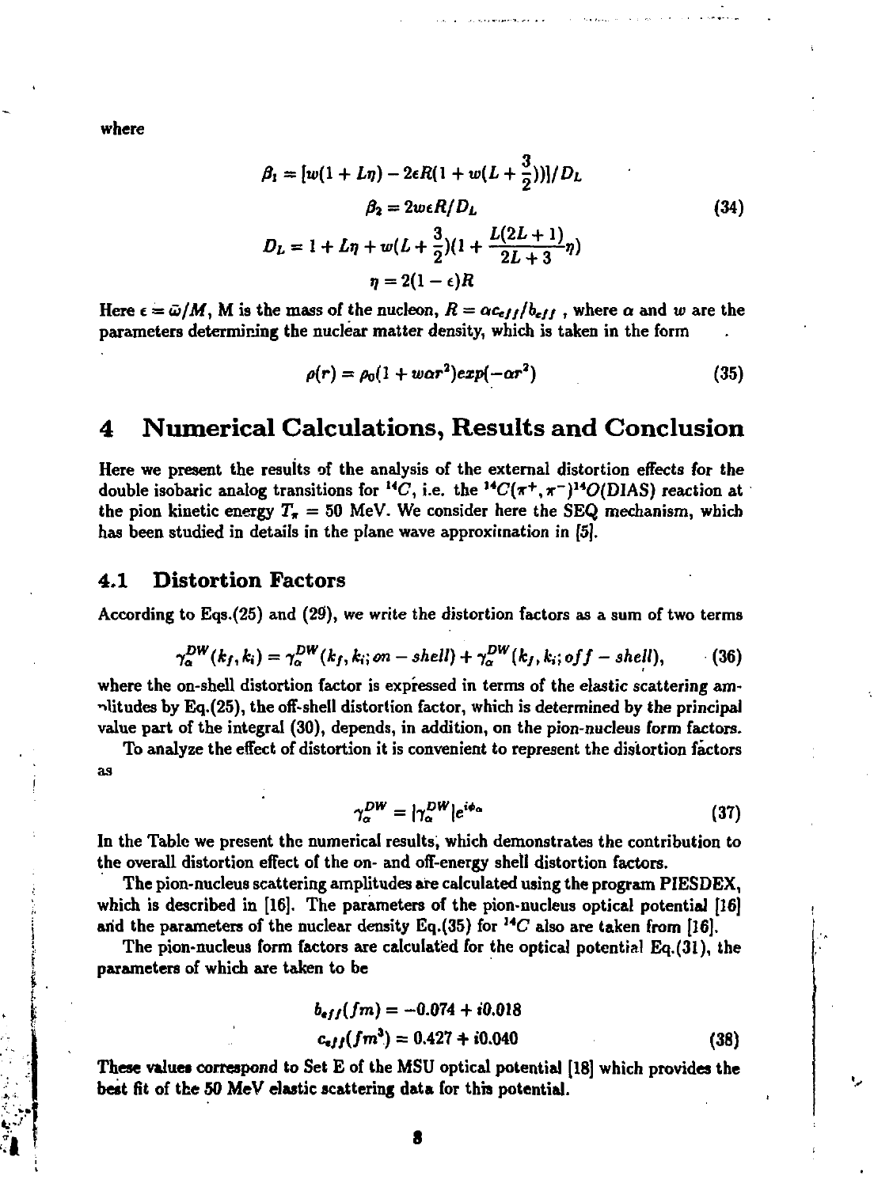where

$$\beta_1 = [w(1 + L\eta) - 2\epsilon R(1 + w(L + \frac{3}{2}))]/D_L$$
$$\beta_2 = 2w\epsilon R/D_L \tag{34}$$
$$D_L = 1 + L\eta + w(L + \frac{3}{2})(1 + \frac{L(2L+1)}{2L+3}\eta)$$
$$\eta = 2(1-\epsilon)R$$

Here $\epsilon = \bar{\omega}/M$, M is the mass of the nucleon, $R = \alpha c_{eff}/b_{eff}$ , where $\alpha$ and $w$ are the parameters determining the nuclear matter density, which is taken in the form

$$\rho(r) = \rho_0(1 + w\alpha r^2)exp(-\alpha r^2) \tag{35}$$

# 4 Numerical Calculations, Results and Conclusion

Here we present the results of the analysis of the external distortion effects for the double isobaric analog transitions for $^{14}C$, i.e. the $^{14}C(\pi^+,\pi^-)^{14}O$(DIAS) reaction at the pion kinetic energy $T_\pi$ = 50 MeV. We consider here the SEQ mechanism, which has been studied in details in the plane wave approximation in [5].

## 4.1 Distortion Factors

According to Eqs.(25) and (29), we write the distortion factors as a sum of two terms

$$\gamma_\alpha^{DW}(k_f,k_i) = \gamma_\alpha^{DW}(k_f,k_i;on-shell) + \gamma_\alpha^{DW}(k_f,k_i;off-shell), \tag{36}$$

where the on-shell distortion factor is expressed in terms of the elastic scattering amplitudes by Eq.(25), the off-shell distortion factor, which is determined by the principal value part of the integral (30), depends, in addition, on the pion-nucleus form factors.

To analyze the effect of distortion it is convenient to represent the distortion factors as

$$\gamma_\alpha^{DW} = |\gamma_\alpha^{DW}|e^{i\phi_\alpha} \tag{37}$$

In the Table we present the numerical results, which demonstrates the contribution to the overall distortion effect of the on- and off-energy shell distortion factors.

The pion-nucleus scattering amplitudes are calculated using the program PIESDEX, which is described in [16]. The parameters of the pion-nucleus optical potential [16] and the parameters of the nuclear density Eq.(35) for $^{14}C$ also are taken from [16].

The pion-nucleus form factors are calculated for the optical potential Eq.(31), the parameters of which are taken to be

$$b_{eff}(fm) = -0.074 + i0.018$$
$$c_{eff}(fm^3) = 0.427 + i0.040 \tag{38}$$

These values correspond to Set E of the MSU optical potential [18] which provides the best fit of the 50 MeV elastic scattering data for this potential.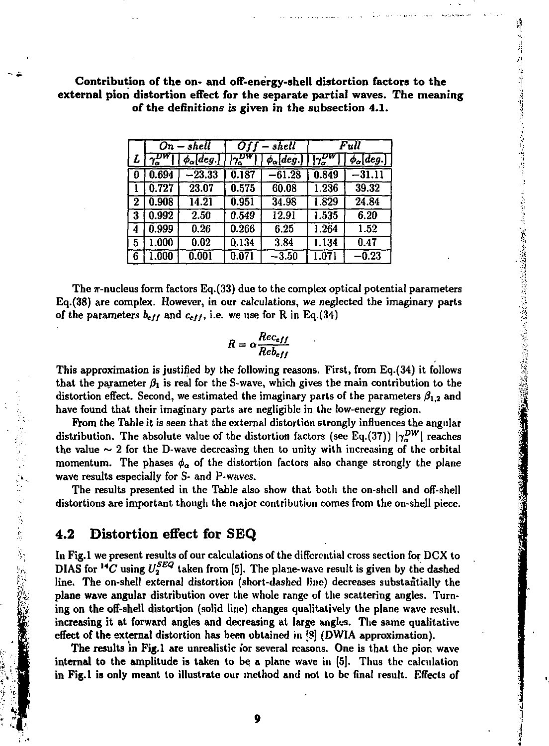**Contribution of the on- and off-energy-shell distortion factors to the external pion distortion effect for the separate partial waves. The meaning of the definitions is given in the subsection 4.1.**

| | *On − shell* | | *Off − shell* | | *Full* | |
|---|---|---|---|---|---|---|
| $L$ | $\lvert\gamma_\alpha^{DW}\rvert$ | $\phi_\alpha[deg.]$ | $\lvert\gamma_\alpha^{DW}\rvert$ | $\phi_\alpha[deg.]$ | $\lvert\gamma_\alpha^{DW}\rvert$ | $\phi_\alpha[deg.]$ |
| 0 | 0.694 | −23.33 | 0.187 | −61.28 | 0.849 | −31.11 |
| 1 | 0.727 | 23.07 | 0.575 | 60.08 | 1.236 | 39.32 |
| 2 | 0.908 | 14.21 | 0.951 | 34.98 | 1.829 | 24.84 |
| 3 | 0.992 | 2.50 | 0.549 | 12.91 | 1.535 | 6.20 |
| 4 | 0.999 | 0.26 | 0.266 | 6.25 | 1.264 | 1.52 |
| 5 | 1.000 | 0.02 | 0.134 | 3.84 | 1.134 | 0.47 |
| 6 | 1.000 | 0.001 | 0.071 | −3.50 | 1.071 | −0.23 |

The $\pi$-nucleus form factors Eq.(33) due to the complex optical potential parameters Eq.(38) are complex. However, in our calculations, we neglected the imaginary parts of the parameters $b_{eff}$ and $c_{eff}$, i.e. we use for R in Eq.(34)

$$R = \alpha \frac{Re c_{eff}}{Re b_{eff}}$$

This approximation is justified by the following reasons. First, from Eq.(34) it follows that the parameter $\beta_1$ is real for the S-wave, which gives the main contribution to the distortion effect. Second, we estimated the imaginary parts of the parameters $\beta_{1,2}$ and have found that their imaginary parts are negligible in the low-energy region.

From the Table it is seen that the external distortion strongly influences the angular distribution. The absolute value of the distortion factors (see Eq.(37)) $|\gamma_\alpha^{DW}|$ reaches the value $\sim 2$ for the D-wave decreasing then to unity with increasing of the orbital momentum. The phases $\phi_\alpha$ of the distortion factors also change strongly the plane wave results especially for S- and P-waves.

The results presented in the Table also show that both the on-shell and off-shell distortions are important though the major contribution comes from the on-shell piece.

## 4.2 Distortion effect for SEQ

In Fig.1 we present results of our calculations of the differential cross section for DCX to DIAS for $^{14}C$ using $U_2^{SEQ}$ taken from [5]. The plane-wave result is given by the dashed line. The on-shell external distortion (short-dashed line) decreases substantially the plane wave angular distribution over the whole range of the scattering angles. Turning on the off-shell distortion (solid line) changes qualitatively the plane wave result, increasing it at forward angles and decreasing at large angles. The same qualitative effect of the external distortion has been obtained in [8] (DWIA approximation).

The results in Fig.1 are unrealistic for several reasons. One is that the pion wave internal to the amplitude is taken to be a plane wave in [5]. Thus the calculation in Fig.1 is only meant to illustrate our method and not to be final result. Effects of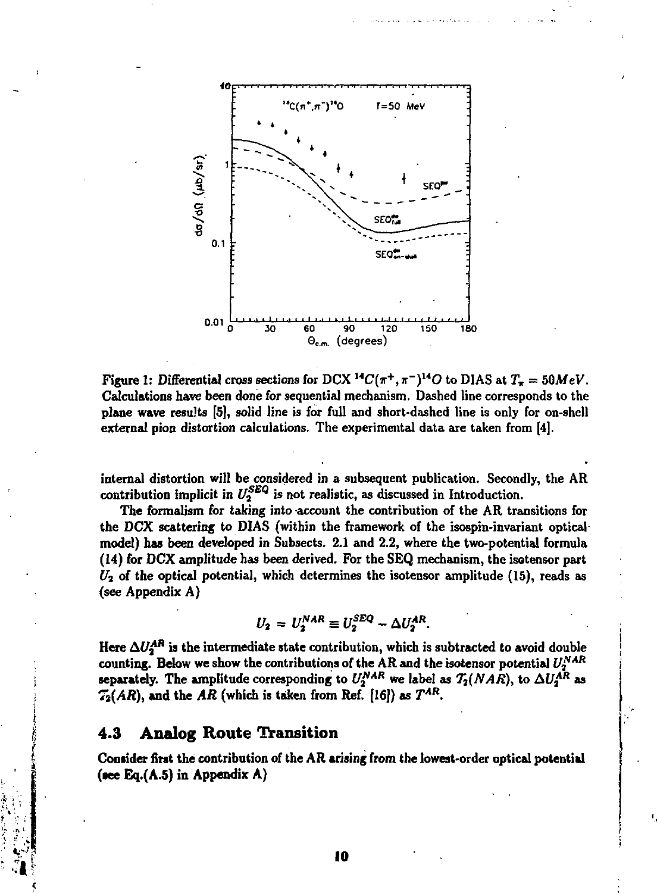Figure 1: Differential cross sections for DCX $^{14}C(\pi^+,\pi^-)^{14}O$ to DIAS at $T_\pi = 50 MeV$. Calculations have been done for sequential mechanism. Dashed line corresponds to the plane wave results [5], solid line is for full and short-dashed line is only for on-shell external pion distortion calculations. The experimental data are taken from [4].

internal distortion will be considered in a subsequent publication. Secondly, the AR contribution implicit in $U_2^{SEQ}$ is not realistic, as discussed in Introduction.

The formalism for taking into account the contribution of the AR transitions for the DCX scattering to DIAS (within the framework of the isospin-invariant optical model) has been developed in Subsects. 2.1 and 2.2, where the two-potential formula (14) for DCX amplitude has been derived. For the SEQ mechanism, the isotensor part $U_2$ of the optical potential, which determines the isotensor amplitude (15), reads as (see Appendix A)

$$U_2 = U_2^{NAR} \equiv U_2^{SEQ} - \Delta U_2^{AR}.$$

Here $\Delta U_2^{AR}$ is the intermediate state contribution, which is subtracted to avoid double counting. Below we show the contributions of the AR and the isotensor potential $U_2^{NAR}$ separately. The amplitude corresponding to $U_2^{NAR}$ we label as $\mathcal{T}_2(NAR)$, to $\Delta U_2^{AR}$ as $\mathcal{T}_2(AR)$, and the $AR$ (which is taken from Ref. [16]) as $T^{AR}$.

### 4.3 Analog Route Transition

Consider first the contribution of the AR arising from the lowest-order optical potential (see Eq.(A.5) in Appendix A)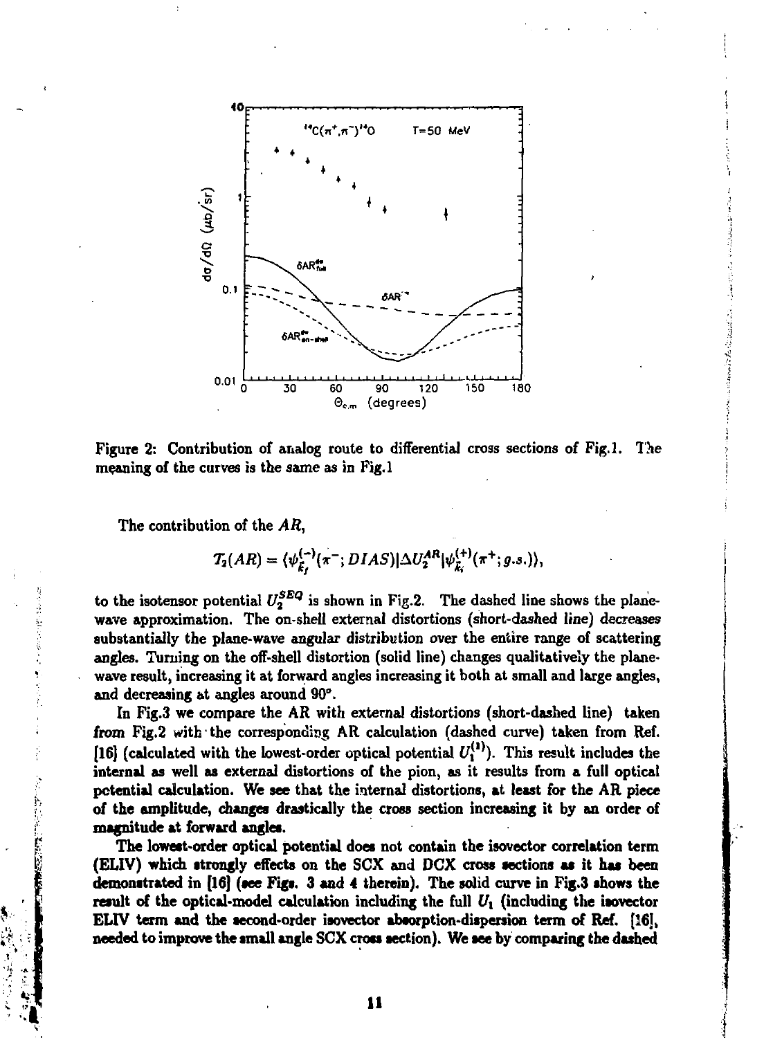Figure 2: Contribution of analog route to differential cross sections of Fig.1. The meaning of the curves is the same as in Fig.1

The contribution of the $AR$,

$$T_2(AR) = \langle \psi_{\vec{k}_f}^{(-)}(\pi^-; DIAS)|\Delta U_2^{AR}|\psi_{\vec{k}_i}^{(+)}(\pi^+; g.s.)\rangle,$$

to the isotensor potential $U_2^{SEQ}$ is shown in Fig.2. The dashed line shows the plane-wave approximation. The on-shell external distortions (short-dashed line) decreases substantially the plane-wave angular distribution over the entire range of scattering angles. Turning on the off-shell distortion (solid line) changes qualitatively the plane-wave result, increasing it at forward angles increasing it both at small and large angles, and decreasing at angles around 90°.

In Fig.3 we compare the AR with external distortions (short-dashed line) taken from Fig.2 with the corresponding AR calculation (dashed curve) taken from Ref. [16] (calculated with the lowest-order optical potential $U_1^{(1)}$). This result includes the internal as well as external distortions of the pion, as it results from a full optical potential calculation. We see that the internal distortions, at least for the AR piece of the amplitude, changes drastically the cross section increasing it by an order of magnitude at forward angles.

The lowest-order optical potential does not contain the isovector correlation term (ELIV) which strongly effects on the SCX and DCX cross sections as it has been demonstrated in [16] (see Figs. 3 and 4 therein). The solid curve in Fig.3 shows the result of the optical-model calculation including the full $U_1$ (including the isovector ELIV term and the second-order isovector absorption-dispersion term of Ref. [16], needed to improve the small angle SCX cross section). We see by comparing the dashed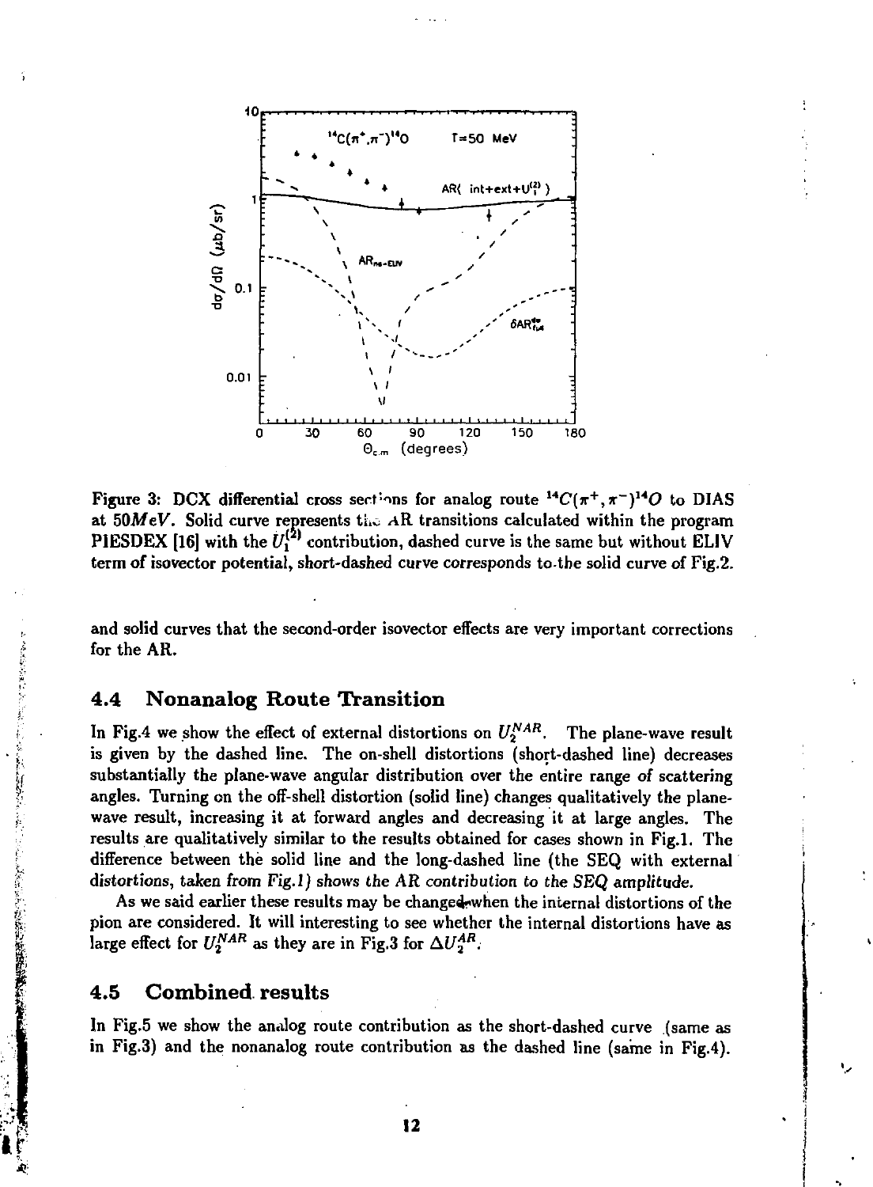Figure 3: DCX differential cross sections for analog route $^{14}C(\pi^+,\pi^-)^{14}O$ to DIAS at $50MeV$. Solid curve represents the AR transitions calculated within the program PIESDEX [16] with the $U_1^{(2)}$ contribution, dashed curve is the same but without ELIV term of isovector potential, short-dashed curve corresponds to the solid curve of Fig.2.

and solid curves that the second-order isovector effects are very important corrections for the AR.

## 4.4 Nonanalog Route Transition

In Fig.4 we show the effect of external distortions on $U_2^{NAR}$. The plane-wave result is given by the dashed line. The on-shell distortions (short-dashed line) decreases substantially the plane-wave angular distribution over the entire range of scattering angles. Turning on the off-shell distortion (solid line) changes qualitatively the plane-wave result, increasing it at forward angles and decreasing it at large angles. The results are qualitatively similar to the results obtained for cases shown in Fig.1. The difference between the solid line and the long-dashed line (the SEQ with external distortions, *taken from Fig.1) shows the AR contribution to the SEQ amplitude.*

As we said earlier these results may be changed when the internal distortions of the pion are considered. It will interesting to see whether the internal distortions have as large effect for $U_2^{NAR}$ as they are in Fig.3 for $\Delta U_2^{AR}$.

## 4.5 Combined results

In Fig.5 we show the analog route contribution as the short-dashed curve (same as in Fig.3) and the nonanalog route contribution as the dashed line (same in Fig.4).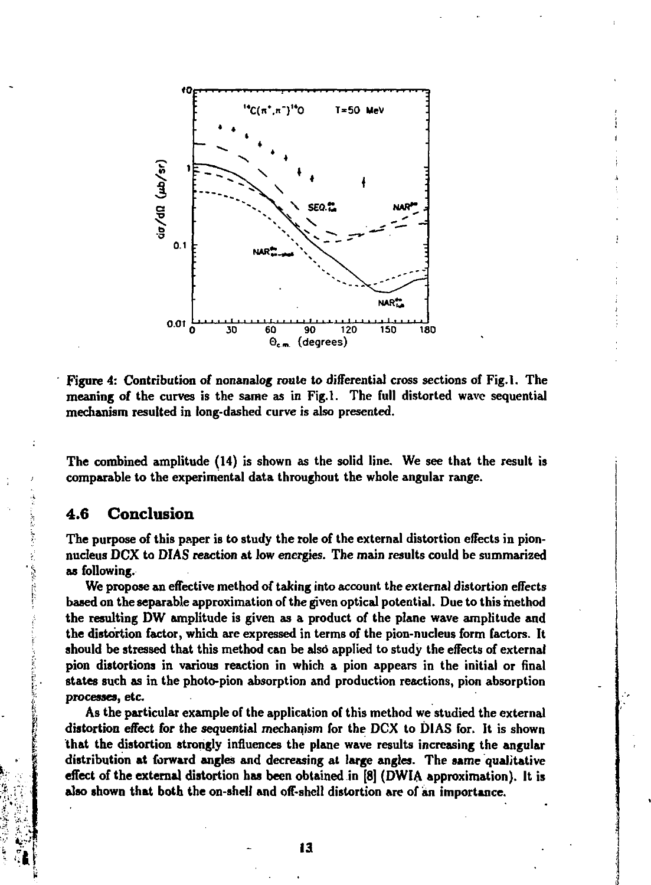Figure 4: Contribution of nonanalog route to differential cross sections of Fig.1. The meaning of the curves is the same as in Fig.1. The full distorted wave sequential mechanism resulted in long-dashed curve is also presented.

The combined amplitude (14) is shown as the solid line. We see that the result is comparable to the experimental data throughout the whole angular range.

## 4.6 Conclusion

The purpose of this paper is to study the role of the external distortion effects in pion-nucleus DCX to DIAS reaction at low energies. The main results could be summarized as following.

We propose an effective method of taking into account the external distortion effects based on the separable approximation of the given optical potential. Due to this method the resulting DW amplitude is given as a product of the plane wave amplitude and the distortion factor, which are expressed in terms of the pion-nucleus form factors. It should be stressed that this method can be also applied to study the effects of external pion distortions in various reaction in which a pion appears in the initial or final states such as in the photo-pion absorption and production reactions, pion absorption processes, etc.

As the particular example of the application of this method we studied the external distortion effect for the sequential mechanism for the DCX to DIAS for. It is shown that the distortion strongly influences the plane wave results increasing the angular distribution at forward angles and decreasing at large angles. The same qualitative effect of the external distortion has been obtained in [8] (DWIA approximation). It is also shown that both the on-shell and off-shell distortion are of an importance.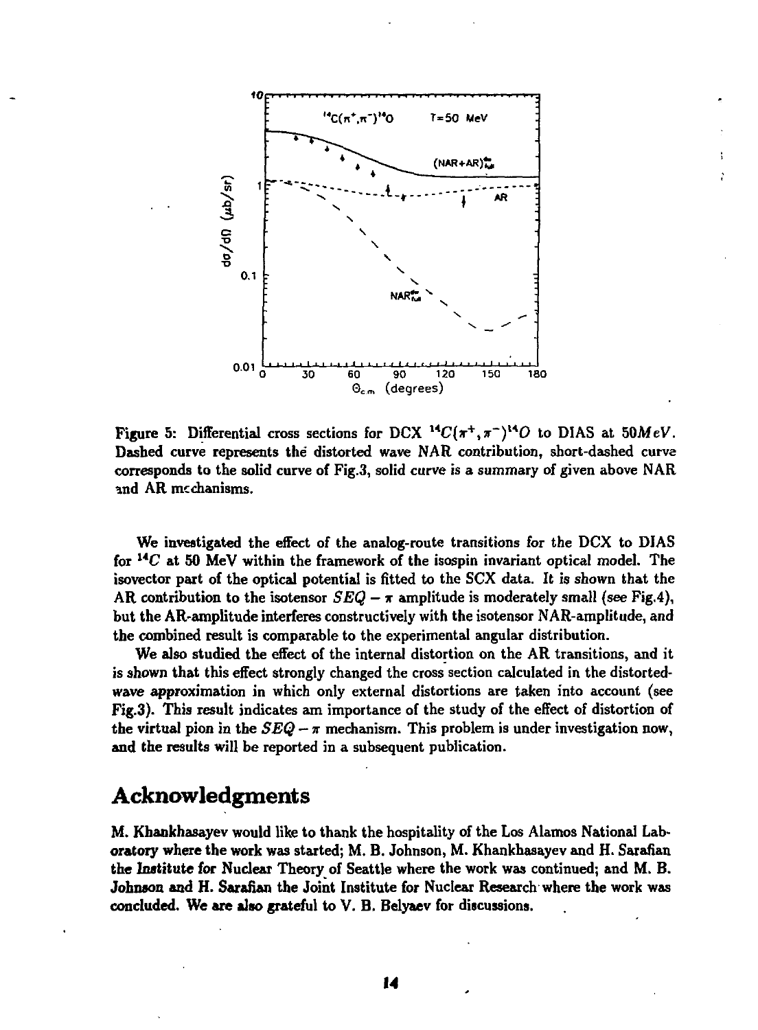Figure 5: Differential cross sections for DCX $^{14}C(\pi^+,\pi^-)^{14}O$ to DIAS at $50 MeV$. Dashed curve represents the distorted wave NAR contribution, short-dashed curve corresponds to the solid curve of Fig.3, solid curve is a summary of given above NAR and AR mechanisms.

We investigated the effect of the analog-route transitions for the DCX to DIAS for $^{14}C$ at 50 MeV within the framework of the isospin invariant optical model. The isovector part of the optical potential is fitted to the SCX data. It is shown that the AR contribution to the isotensor $SEQ-\pi$ amplitude is moderately small (see Fig.4), but the AR-amplitude interferes constructively with the isotensor NAR-amplitude, and the combined result is comparable to the experimental angular distribution.

We also studied the effect of the internal distortion on the AR transitions, and it is shown that this effect strongly changed the cross section calculated in the distorted-wave approximation in which only external distortions are taken into account (see Fig.3). This result indicates am importance of the study of the effect of distortion of the virtual pion in the $SEQ-\pi$ mechanism. This problem is under investigation now, and the results will be reported in a subsequent publication.

## Acknowledgments

M. Khankhasayev would like to thank the hospitality of the Los Alamos National Laboratory where the work was started; M. B. Johnson, M. Khankhasayev and H. Sarafian the Institute for Nuclear Theory of Seattle where the work was continued; and M. B. Johnson and H. Sarafian the Joint Institute for Nuclear Research where the work was concluded. We are also grateful to V. B. Belyaev for discussions.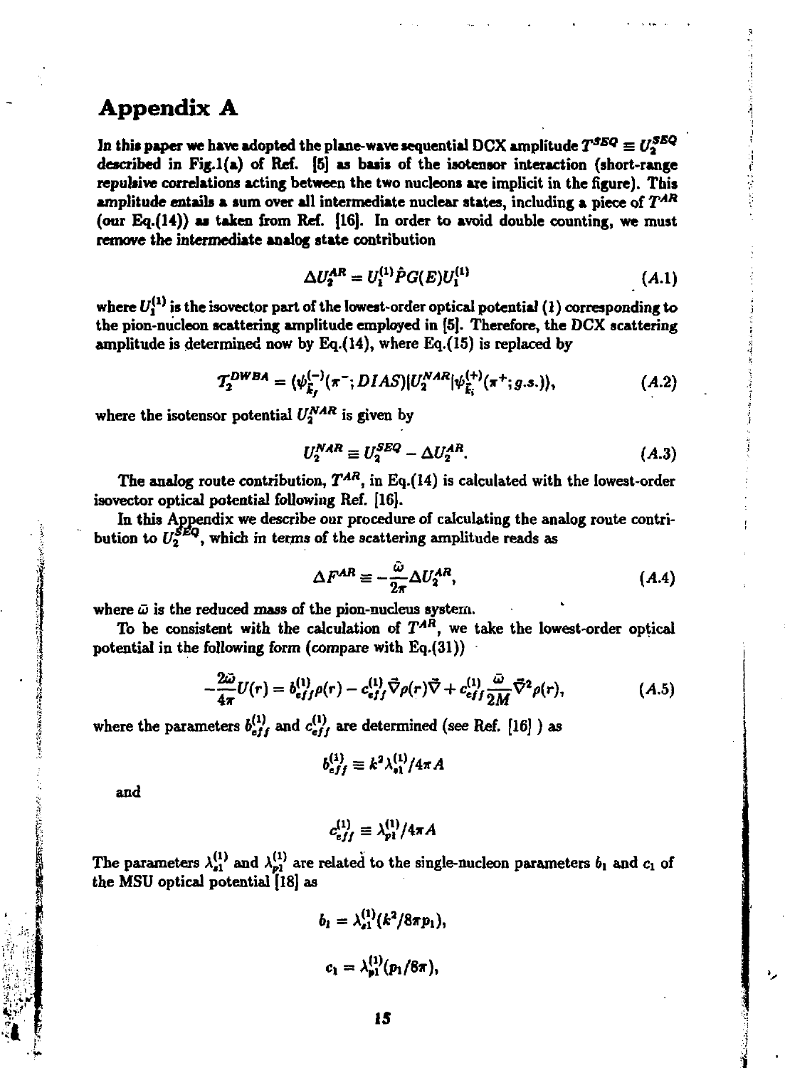# Appendix A

In this paper we have adopted the plane-wave sequential DCX amplitude $T^{SEQ} \equiv U_2^{SEQ}$ described in Fig.1(a) of Ref. [5] as basis of the isotensor interaction (short-range repulsive correlations acting between the two nucleons are implicit in the figure). This amplitude entails a sum over all intermediate nuclear states, including a piece of $T^{AR}$ (our Eq.(14)) as taken from Ref. [16]. In order to avoid double counting, we must remove the intermediate analog state contribution

$$\Delta U_2^{AR} = U_1^{(1)} \hat{P} G(E) U_1^{(1)} \tag{A.1}$$

where $U_1^{(1)}$ is the isovector part of the lowest-order optical potential (1) corresponding to the pion-nucleon scattering amplitude employed in [5]. Therefore, the DCX scattering amplitude is determined now by Eq.(14), where Eq.(15) is replaced by

$$T_2^{DWBA} = \langle \psi_{\vec{k}_f}^{(-)}(\pi^-; DIAS) | U_2^{NAR} | \psi_{\vec{k}_i}^{(+)}(\pi^+; g.s.) \rangle, \tag{A.2}$$

where the isotensor potential $U_2^{NAR}$ is given by

$$U_2^{NAR} \equiv U_2^{SEQ} - \Delta U_2^{AR}. \tag{A.3}$$

The analog route contribution, $T^{AR}$, in Eq.(14) is calculated with the lowest-order isovector optical potential following Ref. [16].

In this Appendix we describe our procedure of calculating the analog route contribution to $U_2^{SEQ}$, which in terms of the scattering amplitude reads as

$$\Delta F^{AR} \equiv -\frac{\bar{\omega}}{2\pi} \Delta U_2^{AR}, \tag{A.4}$$

where $\bar{\omega}$ is the reduced mass of the pion-nucleus system.

To be consistent with the calculation of $T^{AR}$, we take the lowest-order optical potential in the following form (compare with Eq.(31))

$$-\frac{2\bar{\omega}}{4\pi} U(r) = b_{eff}^{(1)} \rho(r) - c_{eff}^{(1)} \vec{\nabla} \rho(r) \vec{\nabla} + c_{eff}^{(1)} \frac{\bar{\omega}}{2M} \vec{\nabla}^2 \rho(r), \tag{A.5}$$

where the parameters $b_{eff}^{(1)}$ and $c_{eff}^{(1)}$ are determined (see Ref. [16] ) as

$$b_{eff}^{(1)} \equiv k^2 \lambda_{s1}^{(1)} / 4\pi A$$

and

$$c_{eff}^{(1)} \equiv \lambda_{p1}^{(1)} / 4\pi A$$

The parameters $\lambda_{s1}^{(1)}$ and $\lambda_{p1}^{(1)}$ are related to the single-nucleon parameters $b_1$ and $c_1$ of the MSU optical potential [18] as

$$b_1 = \lambda_{s1}^{(1)} (k^2 / 8\pi p_1),$$

$$c_1 = \lambda_{p1}^{(1)} (p_1 / 8\pi),$$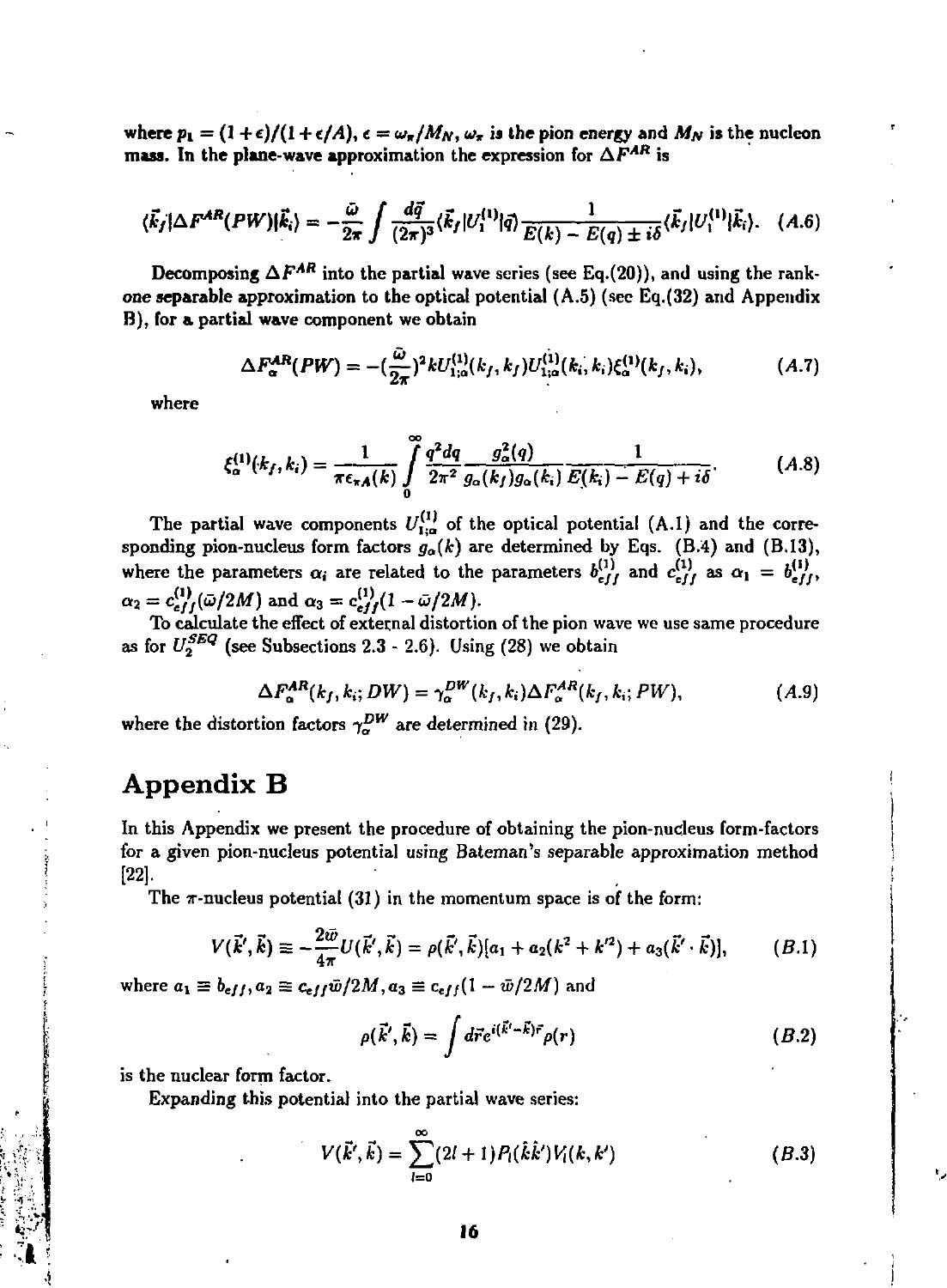where $p_1 = (1+\epsilon)/(1+\epsilon/A)$, $\epsilon = \omega_\pi/M_N$, $\omega_\pi$ is the pion energy and $M_N$ is the nucleon mass. In the plane-wave approximation the expression for $\Delta F^{AR}$ is

$$\langle \vec{k}_f|\Delta F^{AR}(PW)|\vec{k}_i\rangle = -\frac{\bar{\omega}}{2\pi}\int \frac{d\vec{q}}{(2\pi)^3}\langle \vec{k}_f|U_1^{(1)}|\vec{q}\rangle \frac{1}{E(k)-E(q)\pm i\delta}\langle \vec{k}_f|U_1^{(1)}|\vec{k}_i\rangle. \quad (A.6)$$

Decomposing $\Delta F^{AR}$ into the partial wave series (see Eq.(20)), and using the rank-one separable approximation to the optical potential (A.5) (see Eq.(32) and Appendix B), for a partial wave component we obtain

$$\Delta F_\alpha^{AR}(PW) = -\left(\frac{\bar{\omega}}{2\pi}\right)^2 k U_{1;\alpha}^{(1)}(k_f,k_f) U_{1;\alpha}^{(1)}(k_i,k_i)\xi_\alpha^{(1)}(k_f,k_i), \quad (A.7)$$

where

$$\xi_\alpha^{(1)}(k_f,k_i) = \frac{1}{\pi\epsilon_{\pi A}(k)}\int_0^\infty \frac{q^2dq}{2\pi^2}\frac{g_\alpha^2(q)}{g_\alpha(k_f)g_\alpha(k_i)}\frac{1}{E(k_i)-E(q)+i\delta}. \quad (A.8)$$

The partial wave components $U_{1;\alpha}^{(1)}$ of the optical potential (A.1) and the corresponding pion-nucleus form factors $g_\alpha(k)$ are determined by Eqs. (B.4) and (B.13), where the parameters $\alpha_i$ are related to the parameters $b_{eff}^{(1)}$ and $c_{eff}^{(1)}$ as $\alpha_1 = b_{eff}^{(1)}$, $\alpha_2 = c_{eff}^{(1)}(\bar{\omega}/2M)$ and $\alpha_3 = c_{eff}^{(1)}(1-\bar{\omega}/2M)$.

To calculate the effect of external distortion of the pion wave we use same procedure as for $U_2^{SEQ}$ (see Subsections 2.3 - 2.6). Using (28) we obtain

$$\Delta F_\alpha^{AR}(k_f,k_i;DW) = \gamma_\alpha^{DW}(k_f,k_i)\Delta F_\alpha^{AR}(k_f,k_i;PW), \quad (A.9)$$

where the distortion factors $\gamma_\alpha^{DW}$ are determined in (29).

# Appendix B

In this Appendix we present the procedure of obtaining the pion-nucleus form-factors for a given pion-nucleus potential using Bateman's separable approximation method [22].

The $\pi$-nucleus potential (31) in the momentum space is of the form:

$$V(\vec{k}',\vec{k}) \equiv -\frac{2\bar{\omega}}{4\pi}U(\vec{k}',\vec{k}) = \rho(\vec{k}',\vec{k})[a_1 + a_2(k^2+k'^2) + a_3(\vec{k}'\cdot\vec{k})], \quad (B.1)$$

where $a_1 \equiv b_{eff}$, $a_2 \equiv c_{eff}\bar{\omega}/2M$, $a_3 \equiv c_{eff}(1-\bar{\omega}/2M)$ and

$$\rho(\vec{k}',\vec{k}) = \int d\vec{r}e^{i(\vec{k}'-\vec{k})\vec{r}}\rho(r) \quad (B.2)$$

is the nuclear form factor.

Expanding this potential into the partial wave series:

$$V(\vec{k}',\vec{k}) = \sum_{l=0}^\infty (2l+1)P_l(\hat{k}\hat{k}')V_l(k,k') \quad (B.3)$$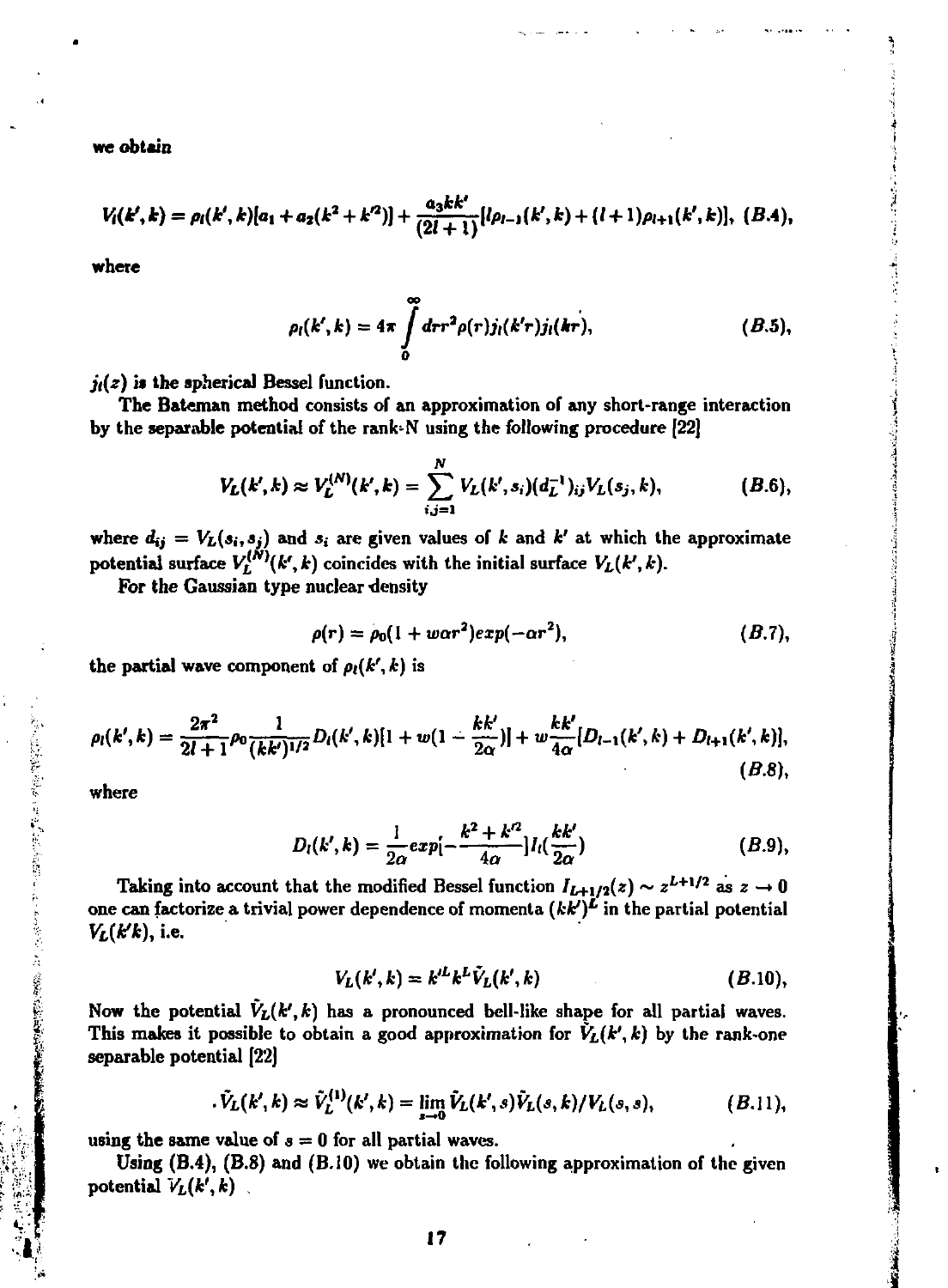we obtain

$$V_l(k',k) = \rho_l(k',k)[a_1 + a_2(k^2 + k'^2)] + \frac{a_3 kk'}{(2l+1)}[l\rho_{l-1}(k',k) + (l+1)\rho_{l+1}(k',k)], \quad (B.4),$$

where

$$\rho_l(k',k) = 4\pi \int_0^\infty dr r^2 \rho(r) j_l(k'r) j_l(kr), \quad (B.5),$$

$j_l(z)$ is the spherical Bessel function.

The Bateman method consists of an approximation of any short-range interaction by the separable potential of the rank-N using the following procedure [22]

$$V_L(k',k) \approx V_L^{(N)}(k',k) = \sum_{i,j=1}^{N} V_L(k',s_i)(d_L^{-1})_{ij} V_L(s_j,k), \quad (B.6),$$

where $d_{ij} = V_L(s_i, s_j)$ and $s_i$ are given values of $k$ and $k'$ at which the approximate potential surface $V_L^{(N)}(k',k)$ coincides with the initial surface $V_L(k',k)$.

For the Gaussian type nuclear density

$$\rho(r) = \rho_0(1 + w\alpha r^2) exp(-\alpha r^2), \quad (B.7),$$

the partial wave component of $\rho_l(k',k)$ is

$$\rho_l(k',k) = \frac{2\pi^2}{2l+1}\rho_0 \frac{1}{(kk')^{1/2}} D_l(k',k)[1 + w(1 - \frac{kk'}{2\alpha})] + w\frac{kk'}{4\alpha}[D_{l-1}(k',k) + D_{l+1}(k',k)], \quad (B.8),$$

where

$$D_l(k',k) = \frac{1}{2\alpha} exp[-\frac{k^2 + k'^2}{4\alpha}] I_l(\frac{kk'}{2\alpha}) \quad (B.9),$$

Taking into account that the modified Bessel function $I_{L+1/2}(z) \sim z^{L+1/2}$ as $z \to 0$ one can factorize a trivial power dependence of momenta $(kk')^L$ in the partial potential $V_L(k'k)$, i.e.

$$V_L(k',k) = k'^L k^L \tilde{V}_L(k',k) \quad (B.10),$$

Now the potential $\tilde{V}_L(k',k)$ has a pronounced bell-like shape for all partial waves. This makes it possible to obtain a good approximation for $\tilde{V}_L(k',k)$ by the rank-one separable potential [22]

$$\tilde{V}_L(k',k) \approx \tilde{V}_L^{(1)}(k',k) = \lim_{s\to 0} \tilde{V}_L(k',s)\tilde{V}_L(s,k)/V_L(s,s), \quad (B.11),$$

using the same value of $s = 0$ for all partial waves.

Using (B.4), (B.8) and (B.10) we obtain the following approximation of the given potential $V_L(k',k)$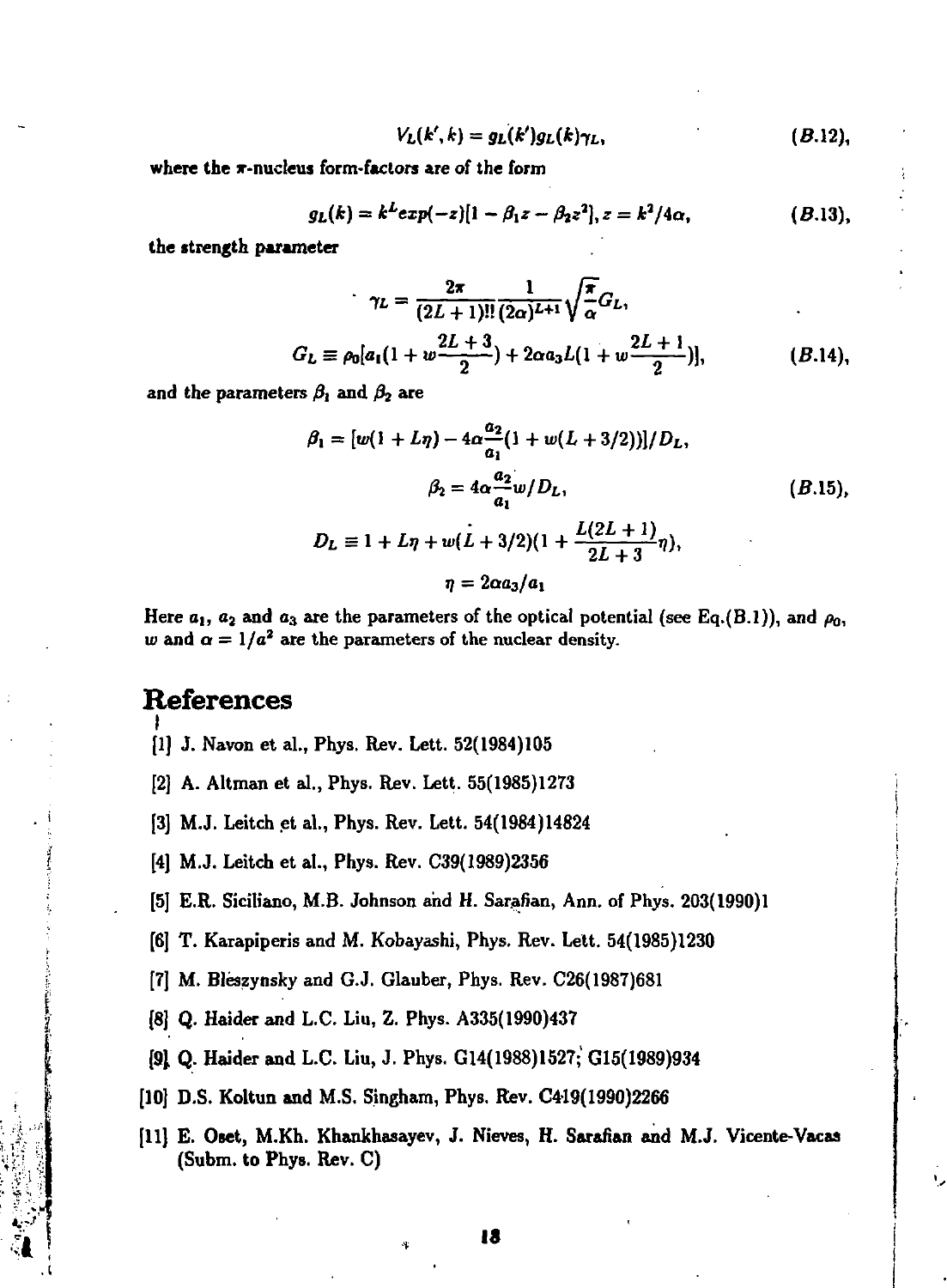$$V_L(k', k) = g_L(k')g_L(k)\gamma_L, \tag{B.12}$$

where the $\pi$-nucleus form-factors are of the form

$$g_L(k) = k^L exp(-z)[1 - \beta_1 z - \beta_2 z^2], z = k^2/4\alpha, \tag{B.13}$$

the strength parameter

$$\gamma_L = \frac{2\pi}{(2L+1)!!}\frac{1}{(2\alpha)^{L+1}}\sqrt{\frac{\pi}{\alpha}}G_L,$$

$$G_L \equiv \rho_0[a_1(1 + w\frac{2L+3}{2}) + 2\alpha a_3 L(1 + w\frac{2L+1}{2})], \tag{B.14}$$

and the parameters $\beta_1$ and $\beta_2$ are

$$\beta_1 = [w(1 + L\eta) - 4\alpha\frac{a_2}{a_1}(1 + w(L + 3/2))]/D_L,$$

$$\beta_2 = 4\alpha\frac{a_2}{a_1}w/D_L, \tag{B.15}$$

$$D_L \equiv 1 + L\eta + w(L + 3/2)(1 + \frac{L(2L+1)}{2L+3}\eta),$$

$$\eta = 2\alpha a_3/a_1$$

Here $a_1$, $a_2$ and $a_3$ are the parameters of the optical potential (see Eq.(B.1)), and $\rho_0$, $w$ and $\alpha = 1/a^2$ are the parameters of the nuclear density.

# References

[1] J. Navon et al., Phys. Rev. Lett. 52(1984)105

[2] A. Altman et al., Phys. Rev. Lett. 55(1985)1273

[3] M.J. Leitch et al., Phys. Rev. Lett. 54(1984)14824

[4] M.J. Leitch et al., Phys. Rev. C39(1989)2356

[5] E.R. Siciliano, M.B. Johnson and H. Sarafian, Ann. of Phys. 203(1990)1

[6] T. Karapiperis and M. Kobayashi, Phys. Rev. Lett. 54(1985)1230

[7] M. Bleszynsky and G.J. Glauber, Phys. Rev. C26(1987)681

[8] Q. Haider and L.C. Liu, Z. Phys. A335(1990)437

[9] Q. Haider and L.C. Liu, J. Phys. G14(1988)1527; G15(1989)934

[10] D.S. Koltun and M.S. Singham, Phys. Rev. C419(1990)2266

[11] E. Oset, M.Kh. Khankhasayev, J. Nieves, H. Sarafian and M.J. Vicente-Vacas (Subm. to Phys. Rev. C)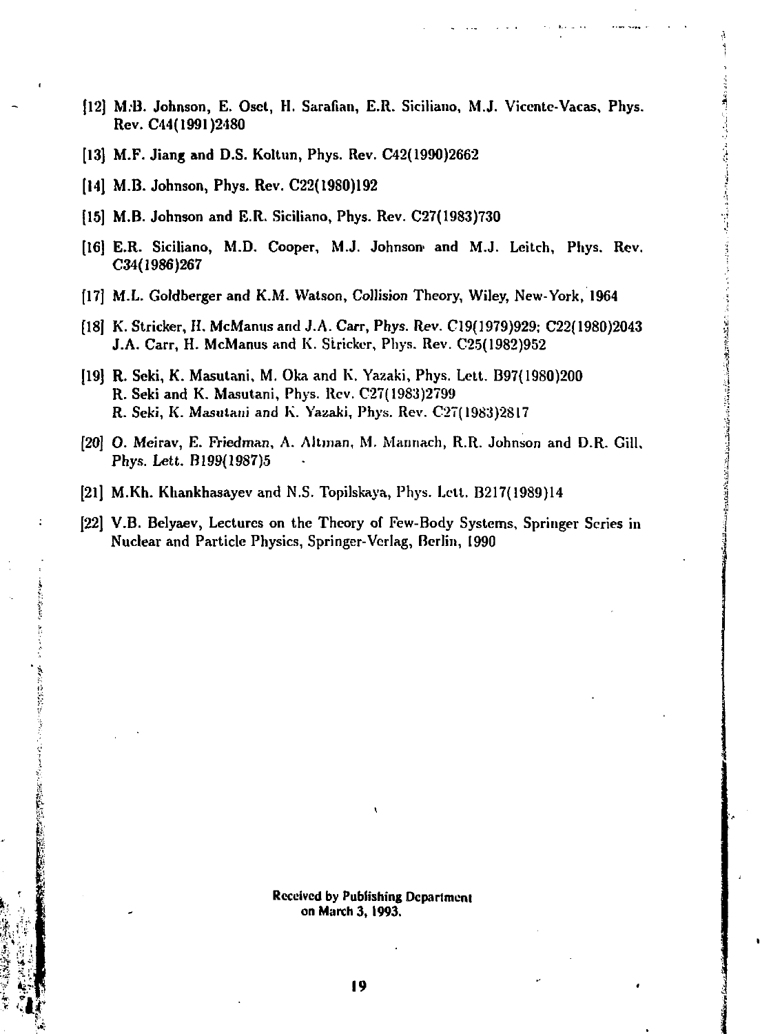[12] M.B. Johnson, E. Oset, H. Sarafian, E.R. Siciliano, M.J. Vicente-Vacas, Phys. Rev. C44(1991)2480

[13] M.F. Jiang and D.S. Koltun, Phys. Rev. C42(1990)2662

[14] M.B. Johnson, Phys. Rev. C22(1980)192

[15] M.B. Johnson and E.R. Siciliano, Phys. Rev. C27(1983)730

[16] E.R. Siciliano, M.D. Cooper, M.J. Johnson and M.J. Leitch, Phys. Rev. C34(1986)267

[17] M.L. Goldberger and K.M. Watson, *Collision Theory*, Wiley, New-York, 1964

[18] K. Stricker, H. McManus and J.A. Carr, Phys. Rev. C19(1979)929; C22(1980)2043
J.A. Carr, H. McManus and K. Stricker, Phys. Rev. C25(1982)952

[19] R. Seki, K. Masutani, M. Oka and K. Yazaki, Phys. Lett. B97(1980)200
R. Seki and K. Masutani, Phys. Rev. C27(1983)2799
R. Seki, K. Masutani and K. Yazaki, Phys. Rev. C27(1983)2817

[20] O. Meirav, E. Friedman, A. Altman, M. Mannach, R.R. Johnson and D.R. Gill, Phys. Lett. B199(1987)5

[21] M.Kh. Khankhasayev and N.S. Topilskaya, Phys. Lett. B217(1989)14

[22] V.B. Belyaev, Lectures on the Theory of Few-Body Systems, Springer Series in Nuclear and Particle Physics, Springer-Verlag, Berlin, 1990

Received by Publishing Department
on March 3, 1993.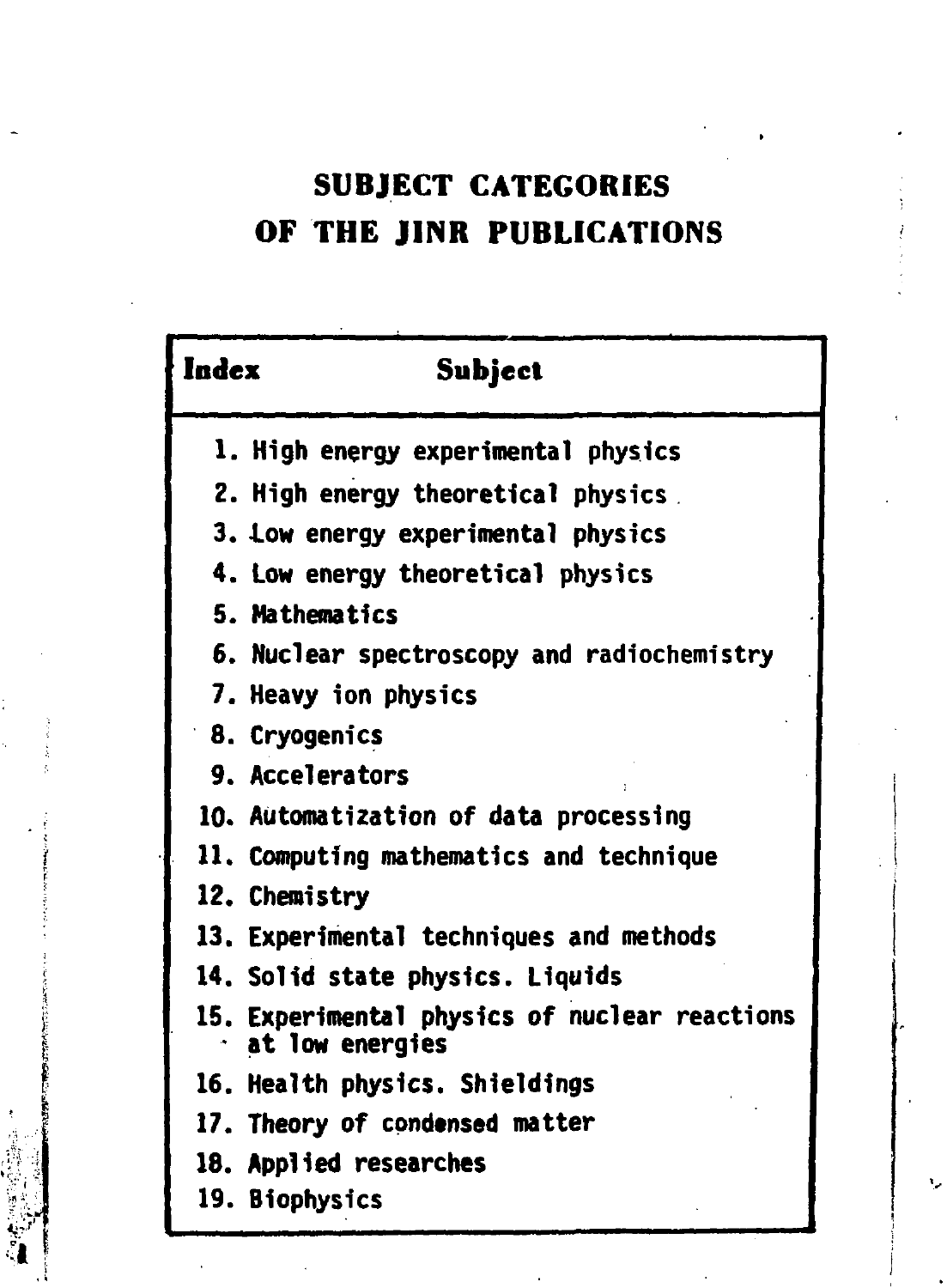# SUBJECT CATEGORIES OF THE JINR PUBLICATIONS

| Index | Subject |
|---|---|
| 1. | High energy experimental physics |
| 2. | High energy theoretical physics |
| 3. | Low energy experimental physics |
| 4. | Low energy theoretical physics |
| 5. | Mathematics |
| 6. | Nuclear spectroscopy and radiochemistry |
| 7. | Heavy ion physics |
| 8. | Cryogenics |
| 9. | Accelerators |
| 10. | Automatization of data processing |
| 11. | Computing mathematics and technique |
| 12. | Chemistry |
| 13. | Experimental techniques and methods |
| 14. | Solid state physics. Liquids |
| 15. | Experimental physics of nuclear reactions at low energies |
| 16. | Health physics. Shieldings |
| 17. | Theory of condensed matter |
| 18. | Applied researches |
| 19. | Biophysics |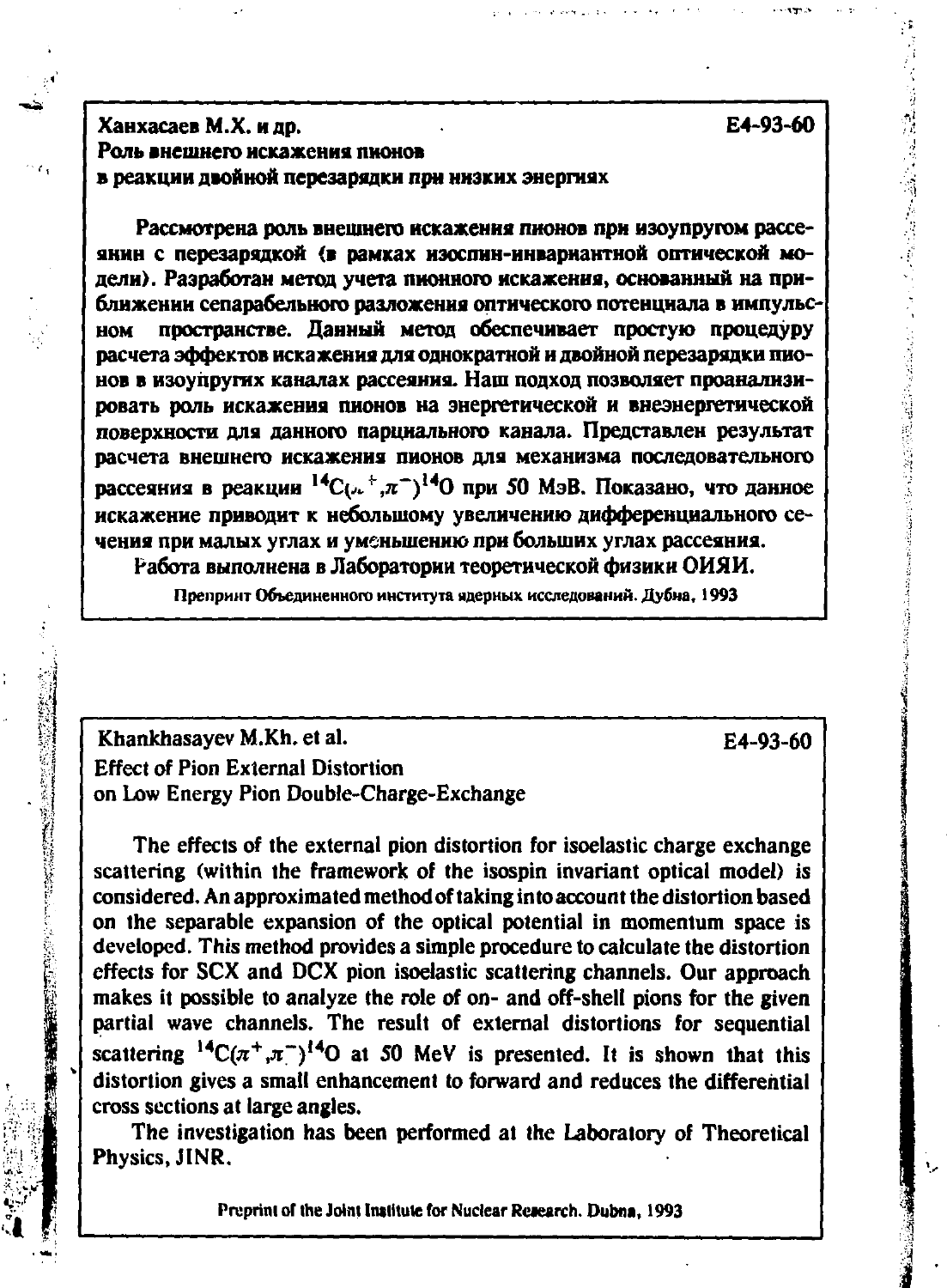Ханхасаев М.Х. и др. E4-93-60

**Роль внешнего искажения пионов в реакции двойной перезарядки при низких энергиях**

Рассмотрена роль внешнего искажения пионов при изоупругом рассеянии с перезарядкой (в рамках изоспин-инвариантной оптической модели). Разработан метод учета пионного искажения, основанный на приближении сепарабельного разложения оптического потенциала в импульсном пространстве. Данный метод обеспечивает простую процедуру расчета эффектов искажения для однократной и двойной перезарядки пионов в изоупругих каналах рассеяния. Наш подход позволяет проанализировать роль искажения пионов на энергетической и внеэнергетической поверхности для данного парциального канала. Представлен результат расчета внешнего искажения пионов для механизма последовательного рассеяния в реакции $^{14}C(\pi^+,\pi^-)^{14}O$ при 50 МэВ. Показано, что данное искажение приводит к небольшому увеличению дифференциального сечения при малых углах и уменьшению при больших углах рассеяния.

Работа выполнена в Лаборатории теоретической физики ОИЯИ.

Препринт Объединенного института ядерных исследований. Дубна, 1993

---

Khankhasayev M.Kh. et al. E4-93-60

**Effect of Pion External Distortion on Low Energy Pion Double-Charge-Exchange**

The effects of the external pion distortion for isoelastic charge exchange scattering (within the framework of the isospin invariant optical model) is considered. An approximated method of taking into account the distortion based on the separable expansion of the optical potential in momentum space is developed. This method provides a simple procedure to calculate the distortion effects for SCX and DCX pion isoelastic scattering channels. Our approach makes it possible to analyze the role of on- and off-shell pions for the given partial wave channels. The result of external distortions for sequential scattering $^{14}C(\pi^+,\pi^-)^{14}O$ at 50 MeV is presented. It is shown that this distortion gives a small enhancement to forward and reduces the differential cross sections at large angles.

The investigation has been performed at the Laboratory of Theoretical Physics, JINR.

Preprint of the Joint Institute for Nuclear Research. Dubna, 1993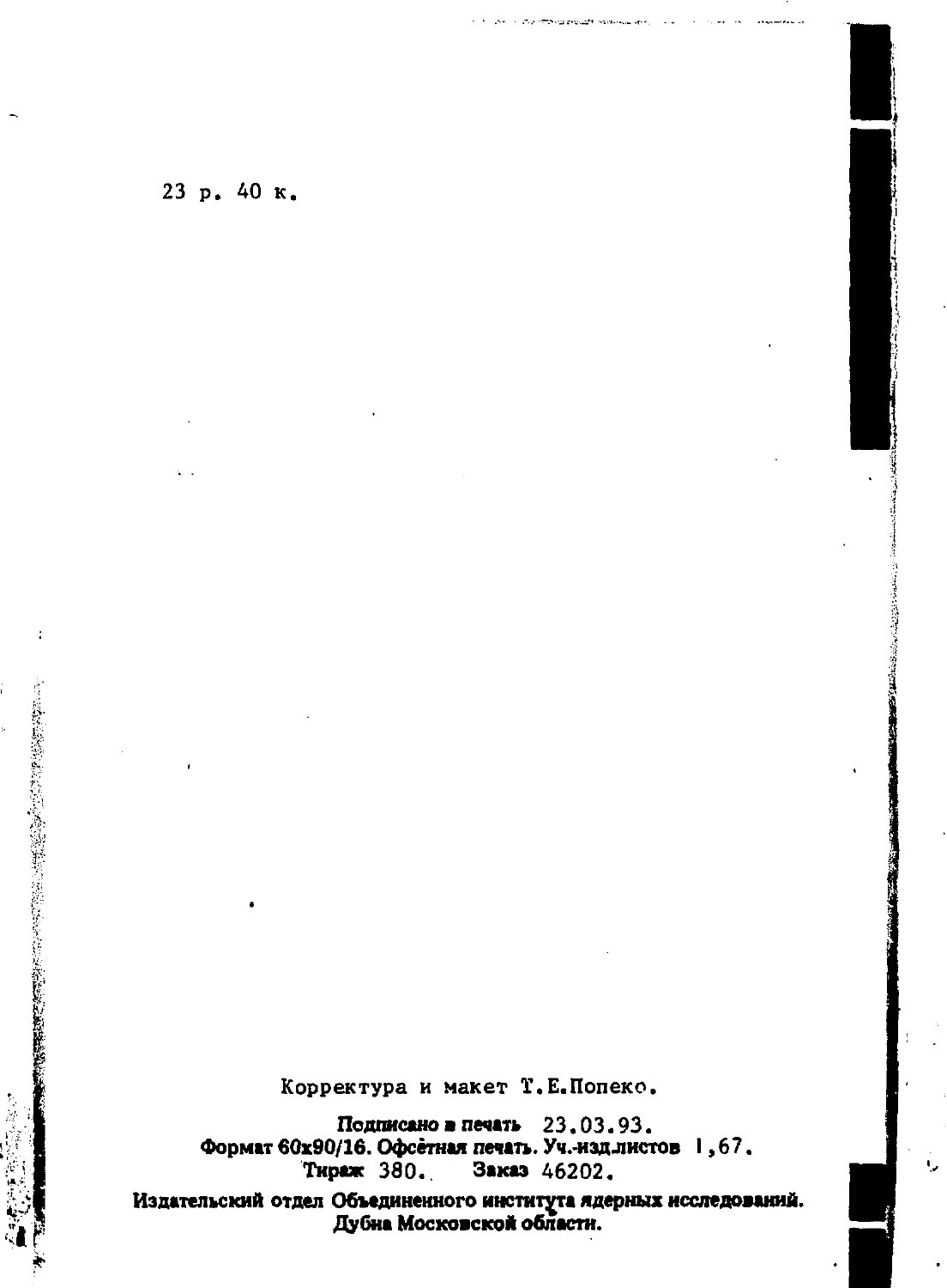23 р. 40 к.

Корректура и макет Т.Е.Попеко.

**Подписано в печать** 23.03.93.
**Формат 60x90/16. Офсётная печать. Уч.-изд.листов** 1,67.
**Тираж** 380. **Заказ** 46202.

**Издательский отдел Объединенного института ядерных исследований.**
**Дубна Московской области.**